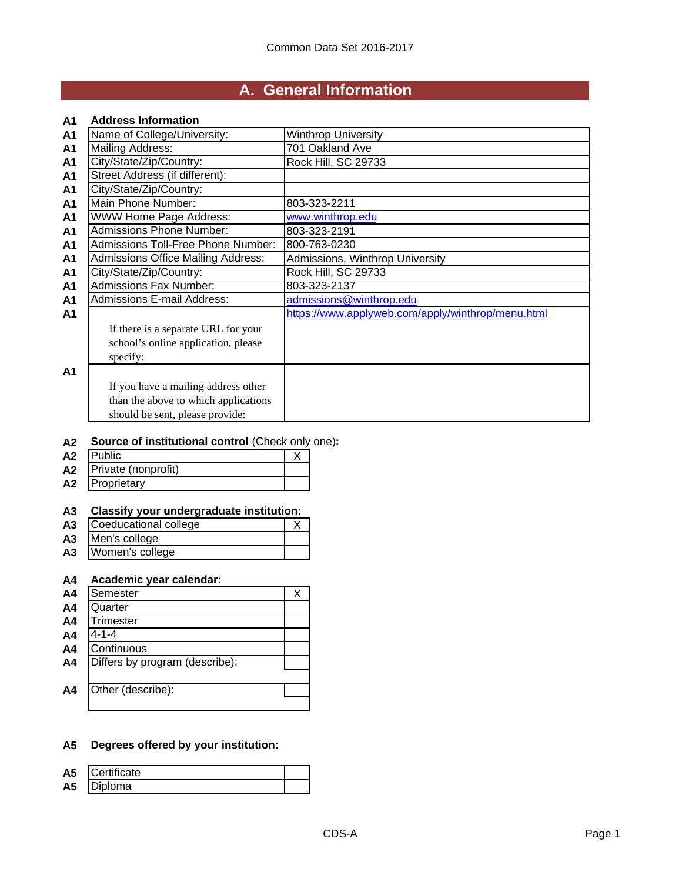Common Data Set 2016-2017

# A. General Information

**A1 Address Information**

| | | |
|---|---|---|
| A1 | Name of College/University: | Winthrop University |
| A1 | Mailing Address: | 701 Oakland Ave |
| A1 | City/State/Zip/Country: | Rock Hill, SC 29733 |
| A1 | Street Address (if different): | |
| A1 | City/State/Zip/Country: | |
| A1 | Main Phone Number: | 803-323-2211 |
| A1 | WWW Home Page Address: | www.winthrop.edu |
| A1 | Admissions Phone Number: | 803-323-2191 |
| A1 | Admissions Toll-Free Phone Number: | 800-763-0230 |
| A1 | Admissions Office Mailing Address: | Admissions, Winthrop University |
| A1 | City/State/Zip/Country: | Rock Hill, SC 29733 |
| A1 | Admissions Fax Number: | 803-323-2137 |
| A1 | Admissions E-mail Address: | admissions@winthrop.edu |
| A1 | If there is a separate URL for your school's online application, please specify: | https://www.applyweb.com/apply/winthrop/menu.html |
| A1 | If you have a mailing address other than the above to which applications should be sent, please provide: | |

**A2 Source of institutional control** (Check only one)**:**

| | | |
|---|---|---|
| A2 | Public | X |
| A2 | Private (nonprofit) | |
| A2 | Proprietary | |

**A3 Classify your undergraduate institution:**

| | | |
|---|---|---|
| A3 | Coeducational college | X |
| A3 | Men's college | |
| A3 | Women's college | |

**A4 Academic year calendar:**

| | | |
|---|---|---|
| A4 | Semester | X |
| A4 | Quarter | |
| A4 | Trimester | |
| A4 | 4-1-4 | |
| A4 | Continuous | |
| A4 | Differs by program (describe): | |
| A4 | Other (describe): | |

**A5 Degrees offered by your institution:**

| | | |
|---|---|---|
| A5 | Certificate | |
| A5 | Diploma | |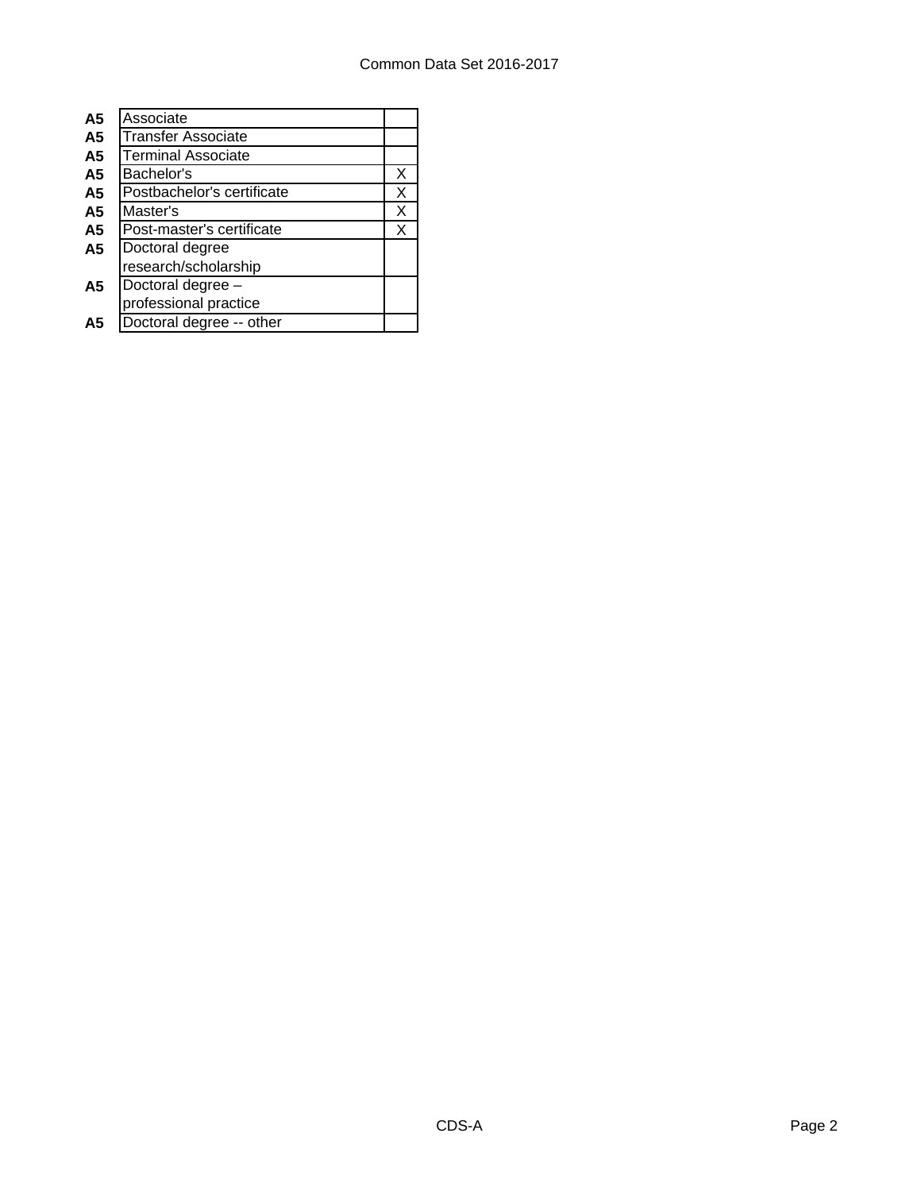| | | |
|---|---|---|
| **A5** | Associate | |
| **A5** | Transfer Associate | |
| **A5** | Terminal Associate | |
| **A5** | Bachelor's | X |
| **A5** | Postbachelor's certificate | X |
| **A5** | Master's | X |
| **A5** | Post-master's certificate | X |
| **A5** | Doctoral degree research/scholarship | |
| **A5** | Doctoral degree – professional practice | |
| **A5** | Doctoral degree -- other | |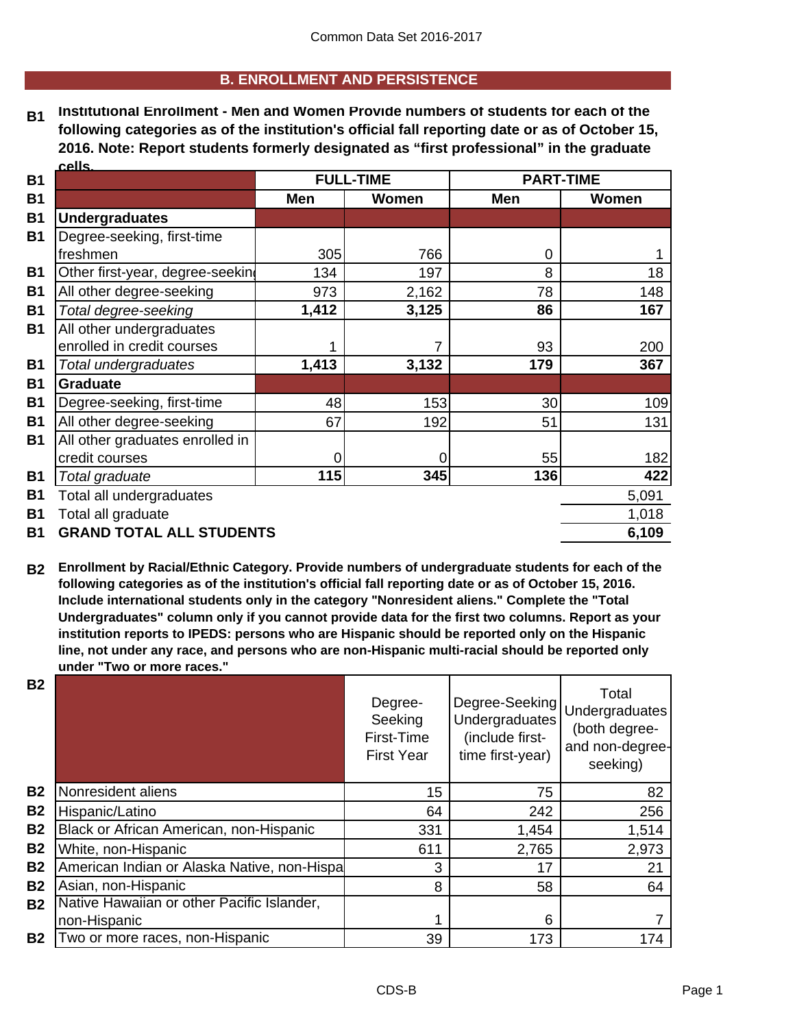## B. ENROLLMENT AND PERSISTENCE

**B1 Institutional Enrollment - Men and Women Provide numbers of students for each of the following categories as of the institution's official fall reporting date or as of October 15, 2016. Note: Report students formerly designated as "first professional" in the graduate cells.**

| | FULL-TIME | | PART-TIME | |
|---|---|---|---|---|
| | **Men** | **Women** | **Men** | **Women** |
| **Undergraduates** | | | | |
| Degree-seeking, first-time freshmen | 305 | 766 | 0 | 1 |
| Other first-year, degree-seeking | 134 | 197 | 8 | 18 |
| All other degree-seeking | 973 | 2,162 | 78 | 148 |
| *Total degree-seeking* | **1,412** | **3,125** | **86** | **167** |
| All other undergraduates enrolled in credit courses | 1 | 7 | 93 | 200 |
| *Total undergraduates* | **1,413** | **3,132** | **179** | **367** |
| **Graduate** | | | | |
| Degree-seeking, first-time | 48 | 153 | 30 | 109 |
| All other degree-seeking | 67 | 192 | 51 | 131 |
| All other graduates enrolled in credit courses | 0 | 0 | 55 | 182 |
| *Total graduate* | **115** | **345** | **136** | **422** |
| Total all undergraduates | | | | 5,091 |
| Total all graduate | | | | 1,018 |
| **GRAND TOTAL ALL STUDENTS** | | | | **6,109** |

**B2 Enrollment by Racial/Ethnic Category. Provide numbers of undergraduate students for each of the following categories as of the institution's official fall reporting date or as of October 15, 2016. Include international students only in the category "Nonresident aliens." Complete the "Total Undergraduates" column only if you cannot provide data for the first two columns. Report as your institution reports to IPEDS: persons who are Hispanic should be reported only on the Hispanic line, not under any race, and persons who are non-Hispanic multi-racial should be reported only under "Two or more races."**

| | Degree-Seeking First-Time First Year | Degree-Seeking Undergraduates (include first-time first-year) | Total Undergraduates (both degree- and non-degree-seeking) |
|---|---|---|---|
| Nonresident aliens | 15 | 75 | 82 |
| Hispanic/Latino | 64 | 242 | 256 |
| Black or African American, non-Hispanic | 331 | 1,454 | 1,514 |
| White, non-Hispanic | 611 | 2,765 | 2,973 |
| American Indian or Alaska Native, non-Hispanic | 3 | 17 | 21 |
| Asian, non-Hispanic | 8 | 58 | 64 |
| Native Hawaiian or other Pacific Islander, non-Hispanic | 1 | 6 | 7 |
| Two or more races, non-Hispanic | 39 | 173 | 174 |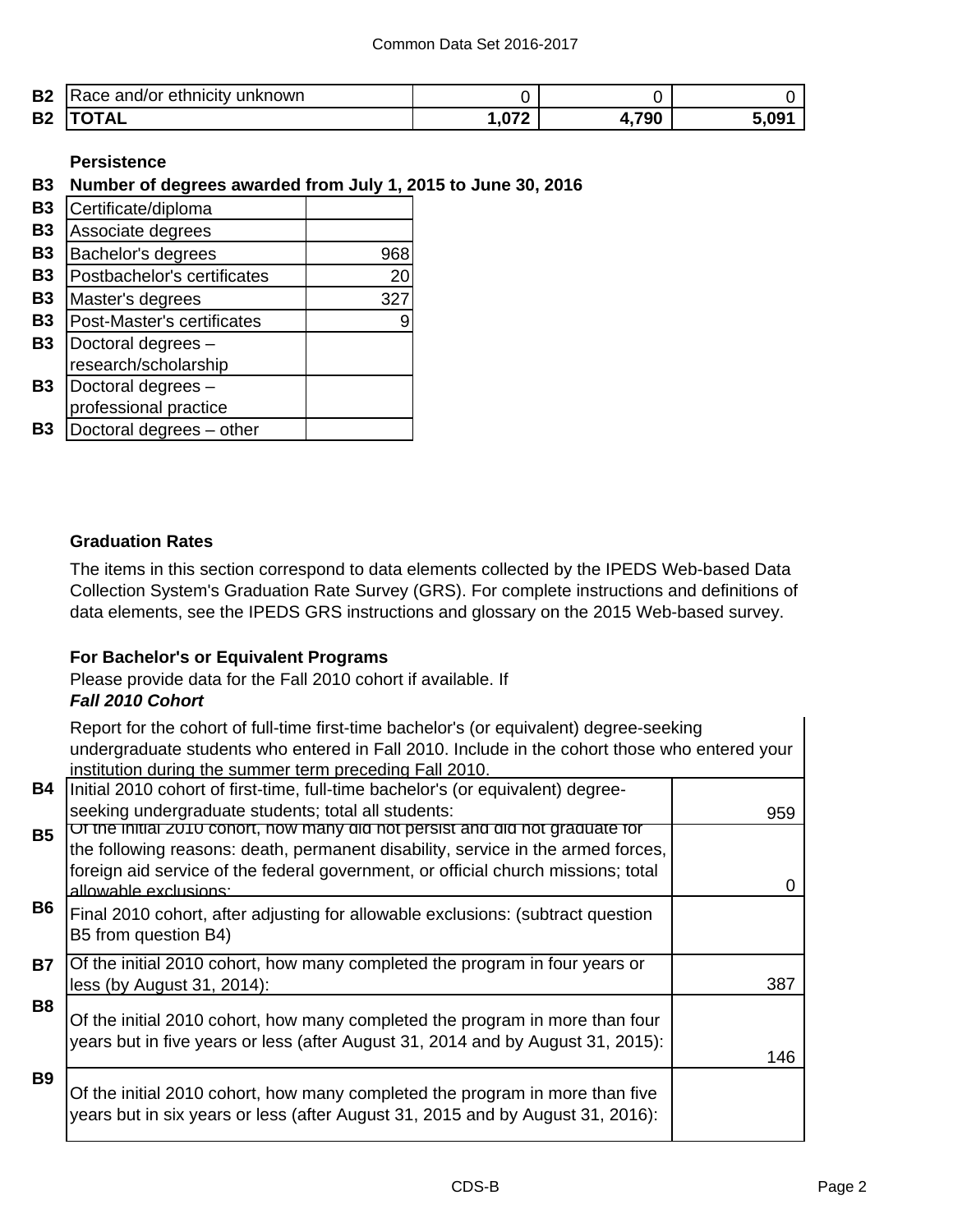| B2 | Race and/or ethnicity unknown | 0 | 0 | 0 |
|---|---|---|---|---|
| B2 | **TOTAL** | **1,072** | **4,790** | **5,091** |

**Persistence**

**B3 Number of degrees awarded from July 1, 2015 to June 30, 2016**

| B3 | Certificate/diploma | |
|---|---|---|
| B3 | Associate degrees | |
| B3 | Bachelor's degrees | 968 |
| B3 | Postbachelor's certificates | 20 |
| B3 | Master's degrees | 327 |
| B3 | Post-Master's certificates | 9 |
| B3 | Doctoral degrees – research/scholarship | |
| B3 | Doctoral degrees – professional practice | |
| B3 | Doctoral degrees – other | |

**Graduation Rates**

The items in this section correspond to data elements collected by the IPEDS Web-based Data Collection System's Graduation Rate Survey (GRS). For complete instructions and definitions of data elements, see the IPEDS GRS instructions and glossary on the 2015 Web-based survey.

**For Bachelor's or Equivalent Programs**

Please provide data for the Fall 2010 cohort if available. If

***Fall 2010 Cohort***

Report for the cohort of full-time first-time bachelor's (or equivalent) degree-seeking undergraduate students who entered in Fall 2010. Include in the cohort those who entered your institution during the summer term preceding Fall 2010.

| B4 | Initial 2010 cohort of first-time, full-time bachelor's (or equivalent) degree-seeking undergraduate students; total all students: | 959 |
|---|---|---|
| B5 | Of the initial 2010 cohort, how many did not persist and did not graduate for the following reasons: death, permanent disability, service in the armed forces, foreign aid service of the federal government, or official church missions; total allowable exclusions: | 0 |
| B6 | Final 2010 cohort, after adjusting for allowable exclusions: (subtract question B5 from question B4) | |
| B7 | Of the initial 2010 cohort, how many completed the program in four years or less (by August 31, 2014): | 387 |
| B8 | Of the initial 2010 cohort, how many completed the program in more than four years but in five years or less (after August 31, 2014 and by August 31, 2015): | 146 |
| B9 | Of the initial 2010 cohort, how many completed the program in more than five years but in six years or less (after August 31, 2015 and by August 31, 2016): | |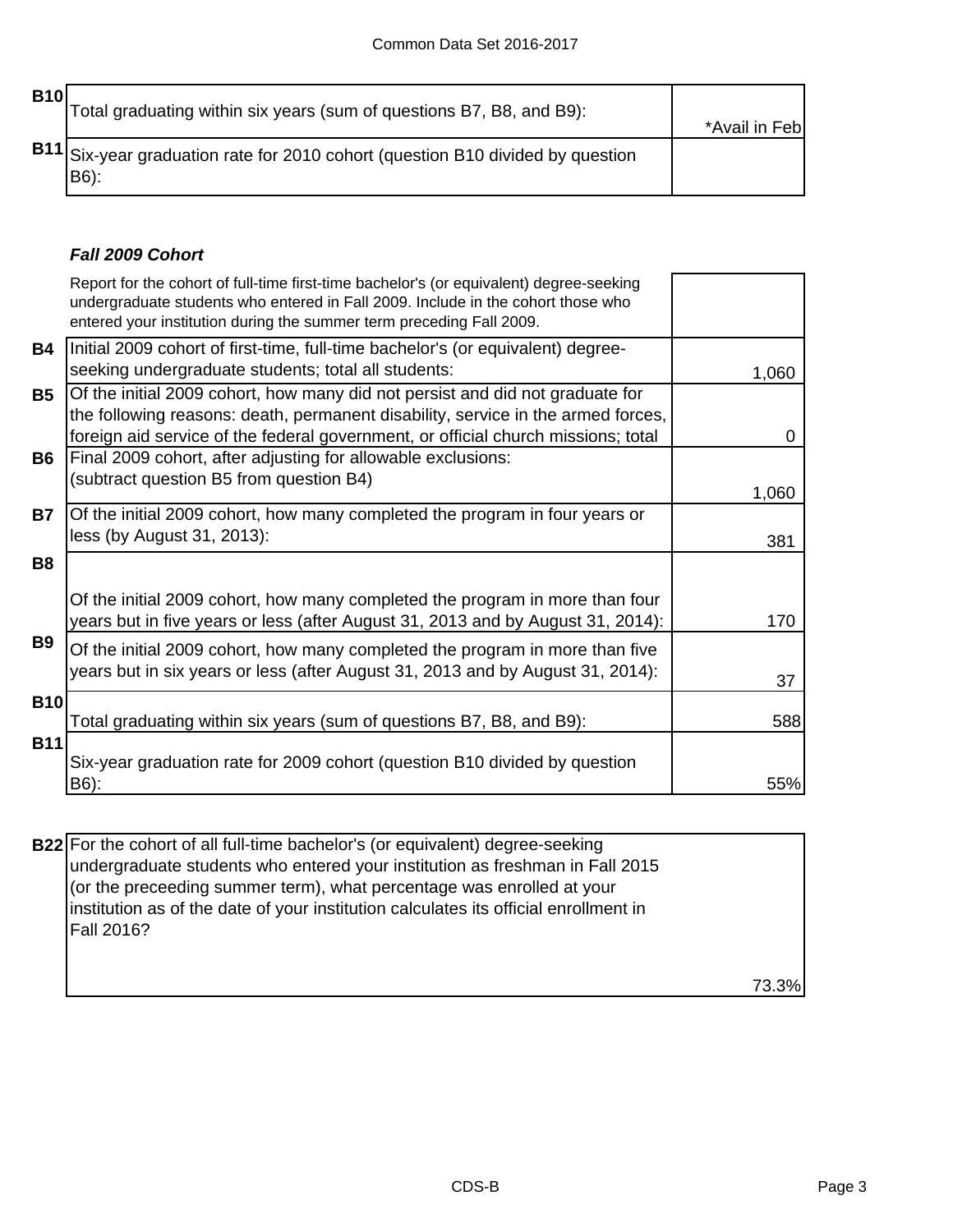| | | |
|---|---|---|
| B10 | Total graduating within six years (sum of questions B7, B8, and B9): | *Avail in Feb |
| B11 | Six-year graduation rate for 2010 cohort (question B10 divided by question B6): | |

### *Fall 2009 Cohort*

| | | |
|---|---|---|
| | Report for the cohort of full-time first-time bachelor's (or equivalent) degree-seeking undergraduate students who entered in Fall 2009. Include in the cohort those who entered your institution during the summer term preceding Fall 2009. | |
| B4 | Initial 2009 cohort of first-time, full-time bachelor's (or equivalent) degree-seeking undergraduate students; total all students: | 1,060 |
| B5 | Of the initial 2009 cohort, how many did not persist and did not graduate for the following reasons: death, permanent disability, service in the armed forces, foreign aid service of the federal government, or official church missions; total | 0 |
| B6 | Final 2009 cohort, after adjusting for allowable exclusions: (subtract question B5 from question B4) | 1,060 |
| B7 | Of the initial 2009 cohort, how many completed the program in four years or less (by August 31, 2013): | 381 |
| B8 | Of the initial 2009 cohort, how many completed the program in more than four years but in five years or less (after August 31, 2013 and by August 31, 2014): | 170 |
| B9 | Of the initial 2009 cohort, how many completed the program in more than five years but in six years or less (after August 31, 2013 and by August 31, 2014): | 37 |
| B10 | Total graduating within six years (sum of questions B7, B8, and B9): | 588 |
| B11 | Six-year graduation rate for 2009 cohort (question B10 divided by question B6): | 55% |

| | | |
|---|---|---|
| B22 | For the cohort of all full-time bachelor's (or equivalent) degree-seeking undergraduate students who entered your institution as freshman in Fall 2015 (or the preceeding summer term), what percentage was enrolled at your institution as of the date of your institution calculates its official enrollment in Fall 2016? | 73.3% |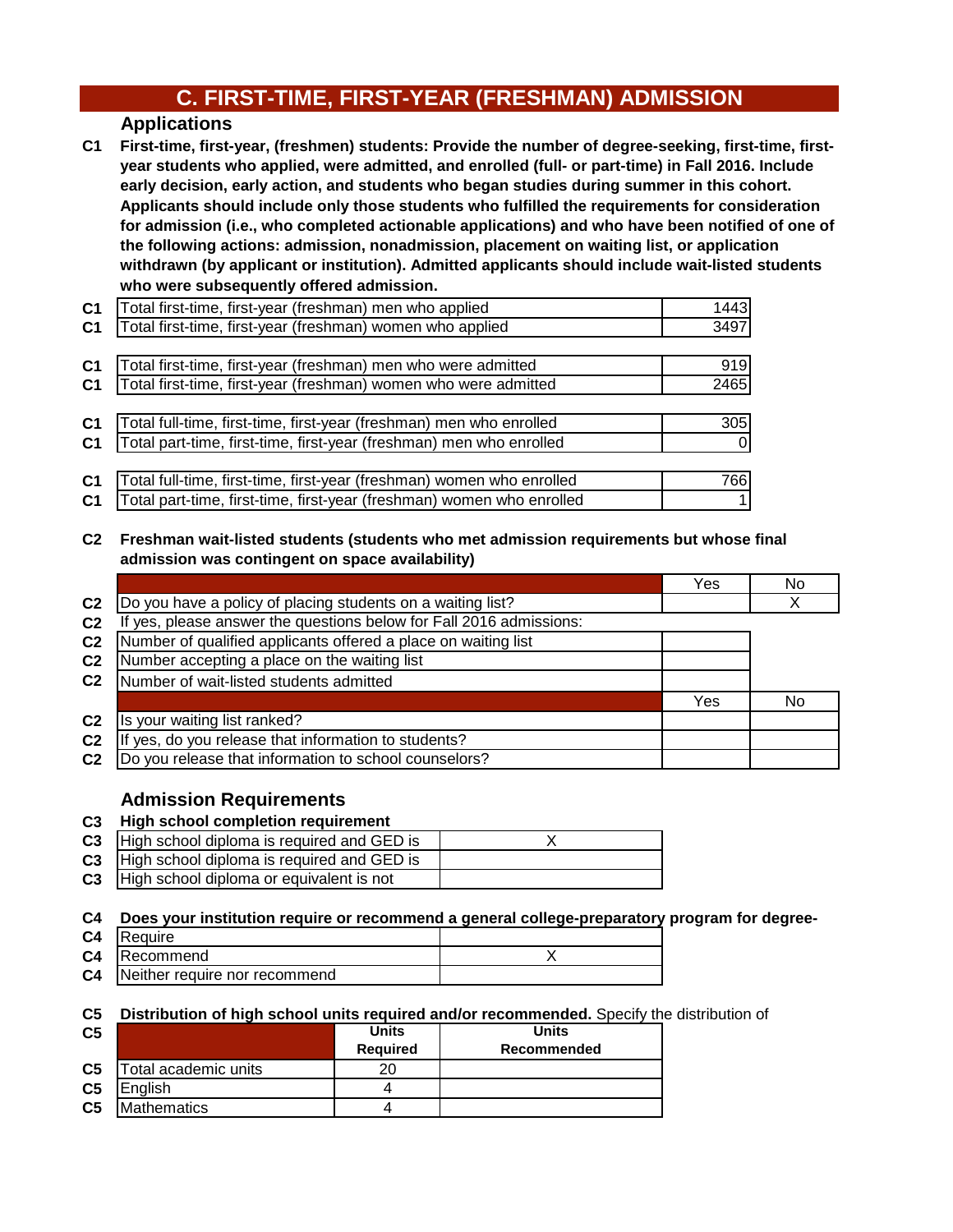# C. FIRST-TIME, FIRST-YEAR (FRESHMAN) ADMISSION

## Applications

**C1** **First-time, first-year, (freshmen) students: Provide the number of degree-seeking, first-time, first-year students who applied, were admitted, and enrolled (full- or part-time) in Fall 2016. Include early decision, early action, and students who began studies during summer in this cohort. Applicants should include only those students who fulfilled the requirements for consideration for admission (i.e., who completed actionable applications) and who have been notified of one of the following actions: admission, nonadmission, placement on waiting list, or application withdrawn (by applicant or institution). Admitted applicants should include wait-listed students who were subsequently offered admission.**

| | | |
|---|---|---|
| C1 | Total first-time, first-year (freshman) men who applied | 1443 |
| C1 | Total first-time, first-year (freshman) women who applied | 3497 |
| C1 | Total first-time, first-year (freshman) men who were admitted | 919 |
| C1 | Total first-time, first-year (freshman) women who were admitted | 2465 |
| C1 | Total full-time, first-time, first-year (freshman) men who enrolled | 305 |
| C1 | Total part-time, first-time, first-year (freshman) men who enrolled | 0 |
| C1 | Total full-time, first-time, first-year (freshman) women who enrolled | 766 |
| C1 | Total part-time, first-time, first-year (freshman) women who enrolled | 1 |

**C2** **Freshman wait-listed students (students who met admission requirements but whose final admission was contingent on space availability)**

| | | Yes | No |
|---|---|---|---|
| C2 | Do you have a policy of placing students on a waiting list? | | X |
| C2 | If yes, please answer the questions below for Fall 2016 admissions: | | |
| C2 | Number of qualified applicants offered a place on waiting list | | |
| C2 | Number accepting a place on the waiting list | | |
| C2 | Number of wait-listed students admitted | | |

| | | Yes | No |
|---|---|---|---|
| C2 | Is your waiting list ranked? | | |
| C2 | If yes, do you release that information to students? | | |
| C2 | Do you release that information to school counselors? | | |

## Admission Requirements

**C3** **High school completion requirement**

| | | |
|---|---|---|
| C3 | High school diploma is required and GED is | X |
| C3 | High school diploma is required and GED is | |
| C3 | High school diploma or equivalent is not | |

**C4** **Does your institution require or recommend a general college-preparatory program for degree-**

| | | |
|---|---|---|
| C4 | Require | |
| C4 | Recommend | X |
| C4 | Neither require nor recommend | |

**C5** **Distribution of high school units required and/or recommended.** Specify the distribution of

| | | Units Required | Units Recommended |
|---|---|---|---|
| C5 | Total academic units | 20 | |
| C5 | English | 4 | |
| C5 | Mathematics | 4 | |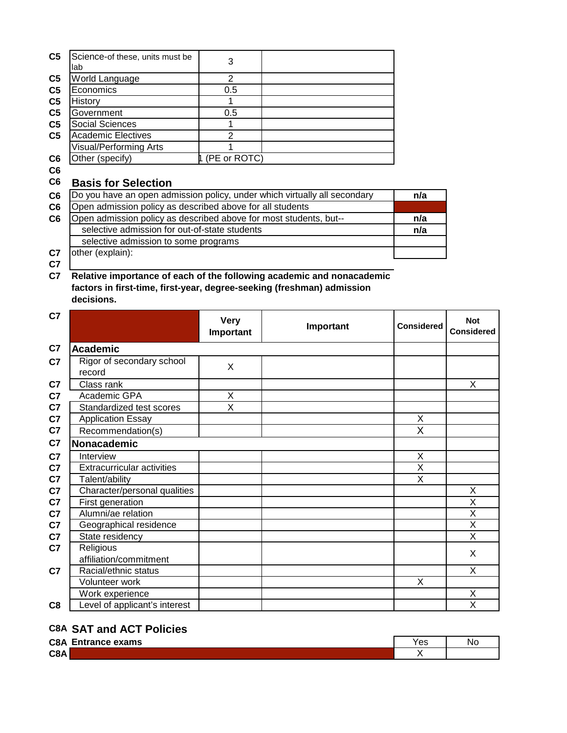| | | | |
|---|---|---|---|
| C5 | Science-of these, units must be lab | 3 | |
| C5 | World Language | 2 | |
| C5 | Economics | 0.5 | |
| C5 | History | 1 | |
| C5 | Government | 0.5 | |
| C5 | Social Sciences | 1 | |
| C5 | Academic Electives | 2 | |
| | Visual/Performing Arts | 1 | |
| C6 | Other (specify) | 1 (PE or ROTC) | |

## C6 Basis for Selection

| | | |
|---|---|---|
| C6 | Do you have an open admission policy, under which virtually all secondary | n/a |
| C6 | Open admission policy as described above for all students | |
| C6 | Open admission policy as described above for most students, but-- | n/a |
| | selective admission for out-of-state students | n/a |
| | selective admission to some programs | |
| C7 | other (explain): | |

**C7 Relative importance of each of the following academic and nonacademic factors in first-time, first-year, degree-seeking (freshman) admission decisions.**

| | | Very Important | Important | Considered | Not Considered |
|---|---|---|---|---|---|
| C7 | **Academic** | | | | |
| C7 | Rigor of secondary school record | X | | | |
| C7 | Class rank | | | | X |
| C7 | Academic GPA | X | | | |
| C7 | Standardized test scores | X | | | |
| C7 | Application Essay | | | X | |
| C7 | Recommendation(s) | | | X | |
| C7 | **Nonacademic** | | | | |
| C7 | Interview | | | X | |
| C7 | Extracurricular activities | | | X | |
| C7 | Talent/ability | | | X | |
| C7 | Character/personal qualities | | | | X |
| C7 | First generation | | | | X |
| C7 | Alumni/ae relation | | | | X |
| C7 | Geographical residence | | | | X |
| C7 | State residency | | | | X |
| C7 | Religious affiliation/commitment | | | | X |
| C7 | Racial/ethnic status | | | | X |
| | Volunteer work | | | X | |
| | Work experience | | | | X |
| C8 | Level of applicant's interest | | | | X |

## C8A SAT and ACT Policies

| | | Yes | No |
|---|---|---|---|
| C8A | **Entrance exams** | | |
| C8A | | X | |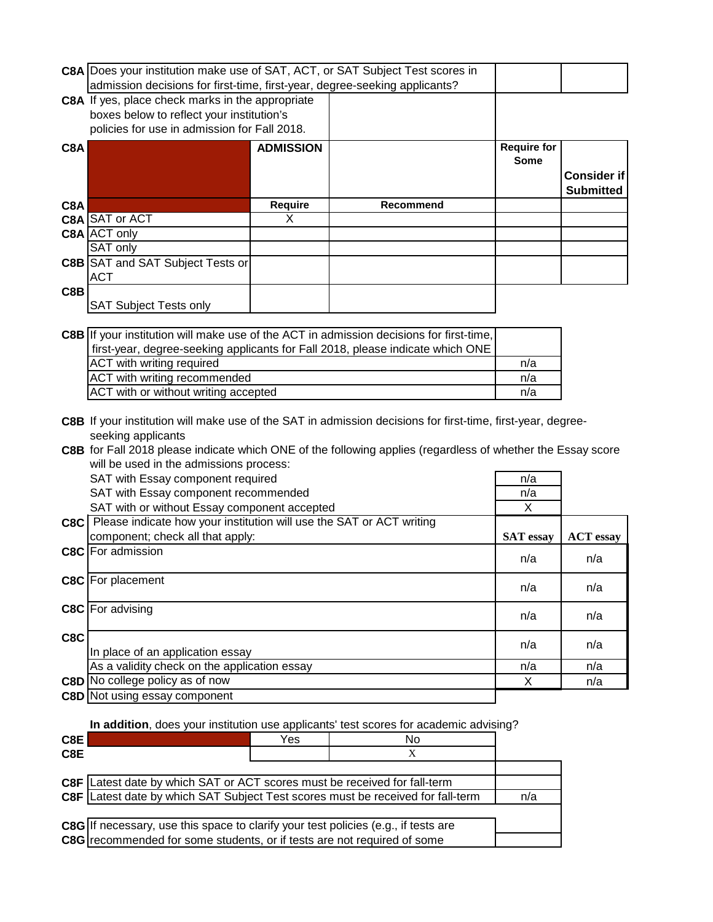| | | | | |
|---|---|---|---|---|
| C8A | Does your institution make use of SAT, ACT, or SAT Subject Test scores in admission decisions for first-time, first-year, degree-seeking applicants? | | | |
| C8A | If yes, place check marks in the appropriate boxes below to reflect your institution's policies for use in admission for Fall 2018. | | | |

| | | ADMISSION | | Require for Some | Consider if Submitted |
|---|---|---|---|---|---|
| C8A | | Require | Recommend | | |
| C8A | SAT or ACT | X | | | |
| C8A | ACT only | | | | |
| | SAT only | | | | |
| C8B | SAT and SAT Subject Tests or ACT | | | | |
| C8B | SAT Subject Tests only | | | | |

| | | |
|---|---|---|
| C8B | If your institution will make use of the ACT in admission decisions for first-time, first-year, degree-seeking applicants for Fall 2018, please indicate which ONE | |
| | ACT with writing required | n/a |
| | ACT with writing recommended | n/a |
| | ACT with or without writing accepted | n/a |

**C8B** If your institution will make use of the SAT in admission decisions for first-time, first-year, degree-seeking applicants

**C8B** for Fall 2018 please indicate which ONE of the following applies (regardless of whether the Essay score will be used in the admissions process:

| | |
|---|---|
| SAT with Essay component required | n/a |
| SAT with Essay component recommended | n/a |
| SAT with or without Essay component accepted | X |

| | | SAT essay | ACT essay |
|---|---|---|---|
| C8C | Please indicate how your institution will use the SAT or ACT writing component; check all that apply: | | |
| C8C | For admission | n/a | n/a |
| C8C | For placement | n/a | n/a |
| C8C | For advising | n/a | n/a |
| C8C | In place of an application essay | n/a | n/a |
| | As a validity check on the application essay | n/a | n/a |
| C8D | No college policy as of now | X | n/a |
| C8D | Not using essay component | | |

**In addition**, does your institution use applicants' test scores for academic advising?

| | | Yes | No |
|---|---|---|---|
| C8E | | | X |

| | | |
|---|---|---|
| C8F | Latest date by which SAT or ACT scores must be received for fall-term | |
| C8F | Latest date by which SAT Subject Test scores must be received for fall-term | n/a |

| | | |
|---|---|---|
| C8G | If necessary, use this space to clarify your test policies (e.g., if tests are | |
| C8G | recommended for some students, or if tests are not required of some | |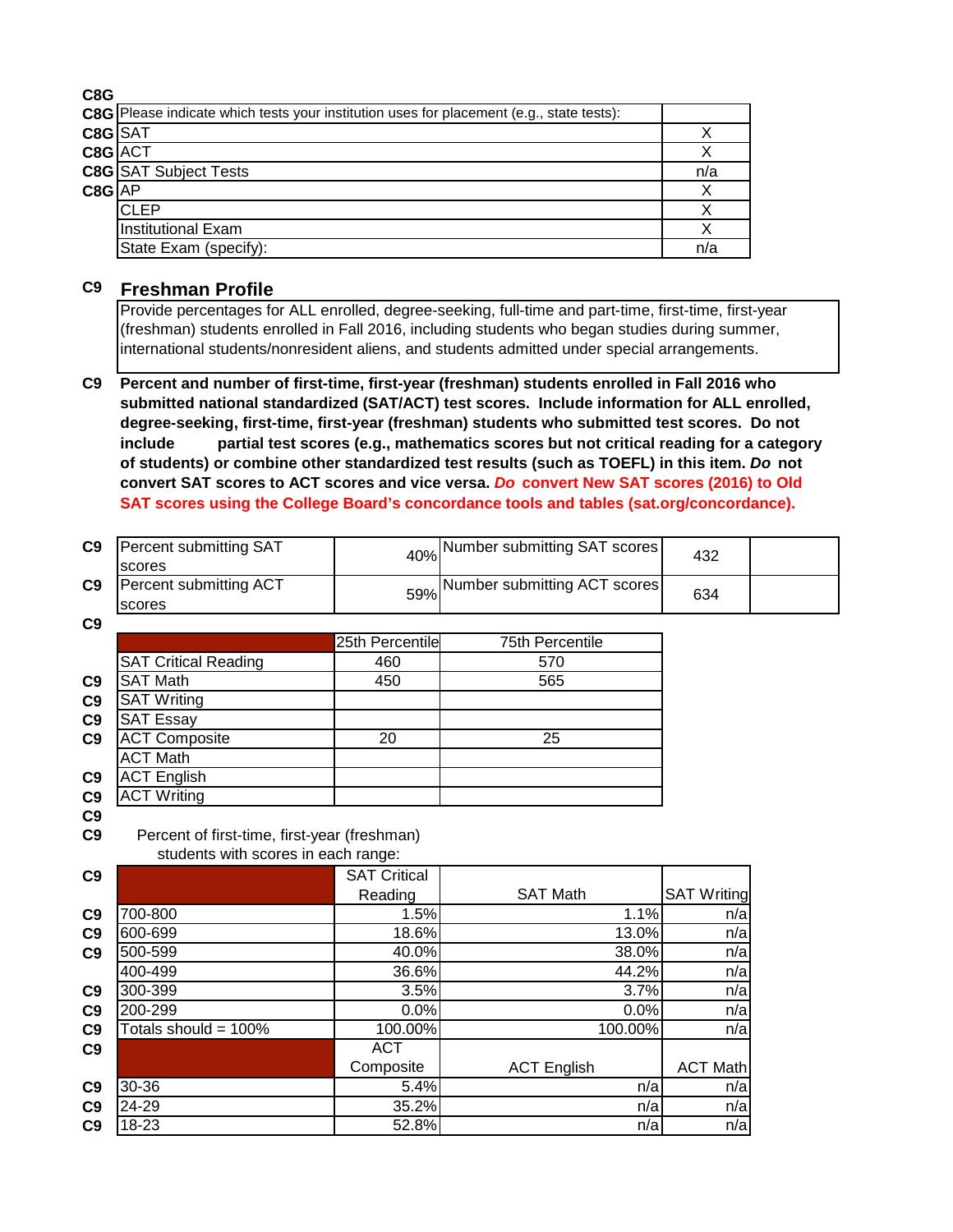C8G

| C8G | Please indicate which tests your institution uses for placement (e.g., state tests): | |
|---|---|---|
| C8G | SAT | X |
| C8G | ACT | X |
| C8G | SAT Subject Tests | n/a |
| C8G | AP | X |
| | CLEP | X |
| | Institutional Exam | X |
| | State Exam (specify): | n/a |

## C9 Freshman Profile

Provide percentages for ALL enrolled, degree-seeking, full-time and part-time, first-time, first-year (freshman) students enrolled in Fall 2016, including students who began studies during summer, international students/nonresident aliens, and students admitted under special arrangements.

C9 **Percent and number of first-time, first-year (freshman) students enrolled in Fall 2016 who submitted national standardized (SAT/ACT) test scores. Include information for ALL enrolled, degree-seeking, first-time, first-year (freshman) students who submitted test scores. Do not include partial test scores (e.g., mathematics scores but not critical reading for a category of students) or combine other standardized test results (such as TOEFL) in this item. *Do* not convert SAT scores to ACT scores and vice versa. *Do* convert New SAT scores (2016) to Old SAT scores using the College Board's concordance tools and tables (sat.org/concordance).**

| | | | | | |
|---|---|---|---|---|---|
| C9 | Percent submitting SAT scores | 40% | Number submitting SAT scores | 432 | |
| C9 | Percent submitting ACT scores | 59% | Number submitting ACT scores | 634 | |

C9

| | | 25th Percentile | 75th Percentile |
|---|---|---|---|
| | SAT Critical Reading | 460 | 570 |
| C9 | SAT Math | 450 | 565 |
| C9 | SAT Writing | | |
| C9 | SAT Essay | | |
| C9 | ACT Composite | 20 | 25 |
| | ACT Math | | |
| C9 | ACT English | | |
| C9 | ACT Writing | | |

C9

C9 Percent of first-time, first-year (freshman) students with scores in each range:

| | | SAT Critical Reading | SAT Math | SAT Writing |
|---|---|---|---|---|
| C9 | 700-800 | 1.5% | 1.1% | n/a |
| C9 | 600-699 | 18.6% | 13.0% | n/a |
| C9 | 500-599 | 40.0% | 38.0% | n/a |
| | 400-499 | 36.6% | 44.2% | n/a |
| C9 | 300-399 | 3.5% | 3.7% | n/a |
| C9 | 200-299 | 0.0% | 0.0% | n/a |
| C9 | Totals should = 100% | 100.00% | 100.00% | n/a |
| C9 | | ACT Composite | ACT English | ACT Math |
| C9 | 30-36 | 5.4% | n/a | n/a |
| C9 | 24-29 | 35.2% | n/a | n/a |
| C9 | 18-23 | 52.8% | n/a | n/a |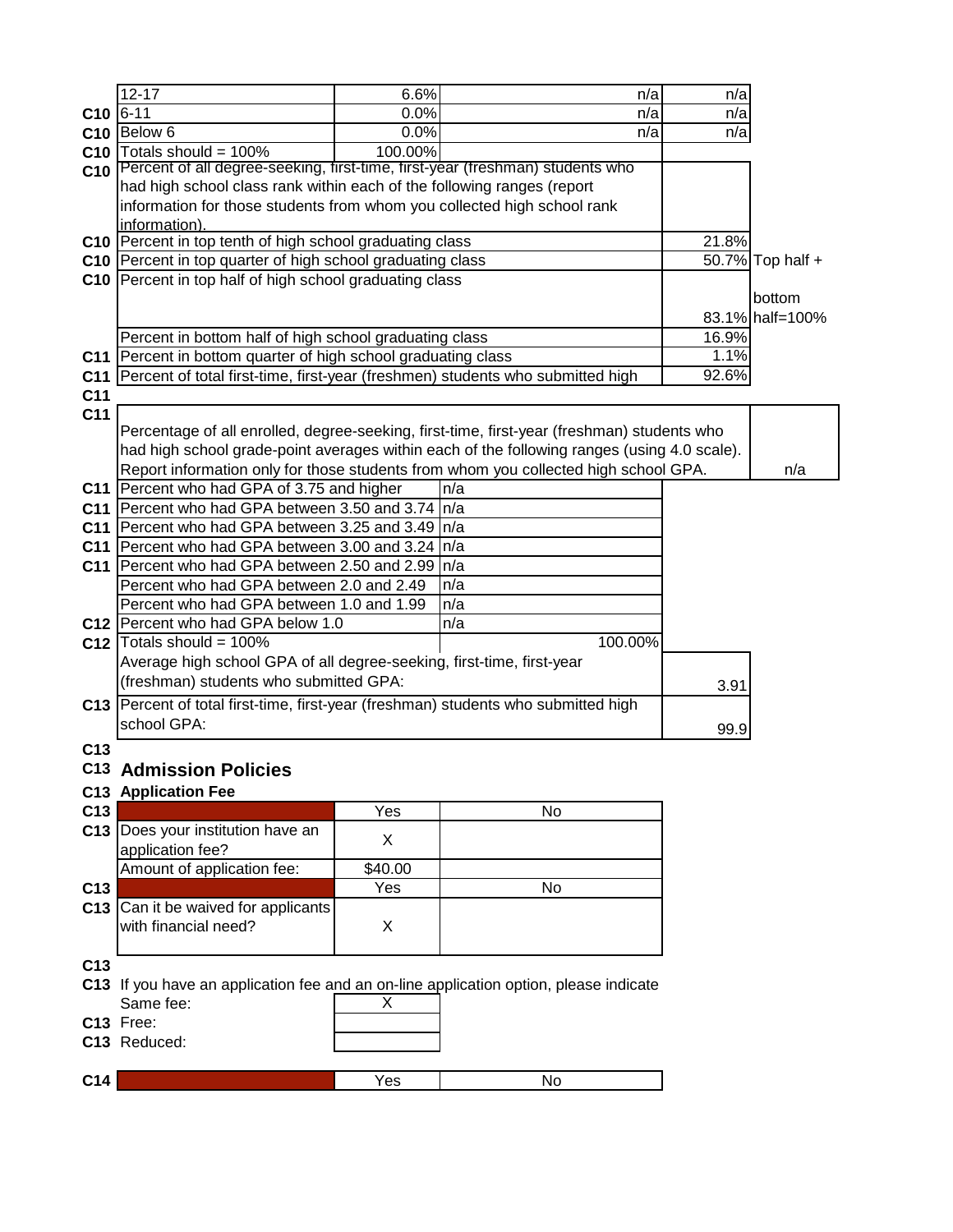| | | | | |
|---|---|---|---|---|
| | 12-17 | 6.6% | n/a | n/a |
| C10 | 6-11 | 0.0% | n/a | n/a |
| C10 | Below 6 | 0.0% | n/a | n/a |
| C10 | Totals should = 100% | 100.00% | | |

| | | | |
|---|---|---|---|
| C10 | Percent of all degree-seeking, first-time, first-year (freshman) students who had high school class rank within each of the following ranges (report information for those students from whom you collected high school rank information). | | |
| C10 | Percent in top tenth of high school graduating class | 21.8% | |
| C10 | Percent in top quarter of high school graduating class | 50.7% | Top half + |
| C10 | Percent in top half of high school graduating class | 83.1% | bottom half=100% |
| | Percent in bottom half of high school graduating class | 16.9% | |
| C11 | Percent in bottom quarter of high school graduating class | 1.1% | |
| C11 | Percent of total first-time, first-year (freshmen) students who submitted high | 92.6% | |
| C11 | | | |

| | | |
|---|---|---|
| C11 | Percentage of all enrolled, degree-seeking, first-time, first-year (freshman) students who had high school grade-point averages within each of the following ranges (using 4.0 scale). Report information only for those students from whom you collected high school GPA. | n/a |

| | | |
|---|---|---|
| C11 | Percent who had GPA of 3.75 and higher | n/a |
| C11 | Percent who had GPA between 3.50 and 3.74 | n/a |
| C11 | Percent who had GPA between 3.25 and 3.49 | n/a |
| C11 | Percent who had GPA between 3.00 and 3.24 | n/a |
| C11 | Percent who had GPA between 2.50 and 2.99 | n/a |
| | Percent who had GPA between 2.0 and 2.49 | n/a |
| | Percent who had GPA between 1.0 and 1.99 | n/a |
| C12 | Percent who had GPA below 1.0 | n/a |
| C12 | Totals should = 100% | 100.00% |

| | | |
|---|---|---|
| | Average high school GPA of all degree-seeking, first-time, first-year (freshman) students who submitted GPA: | 3.91 |
| C13 | Percent of total first-time, first-year (freshman) students who submitted high school GPA: | 99.9 |

C13

## C13 Admission Policies

### C13 Application Fee

| | | Yes | No |
|---|---|---|---|
| C13 | Does your institution have an application fee? | X | |
| | Amount of application fee: | $40.00 | |

| | | Yes | No |
|---|---|---|---|
| C13 | Can it be waived for applicants with financial need? | X | |

C13

C13 If you have an application fee and an on-line application option, please indicate

| | | |
|---|---|---|
| | Same fee: | X |
| C13 | Free: | |
| C13 | Reduced: | |

| | | Yes | No |
|---|---|---|---|
| C14 | | | |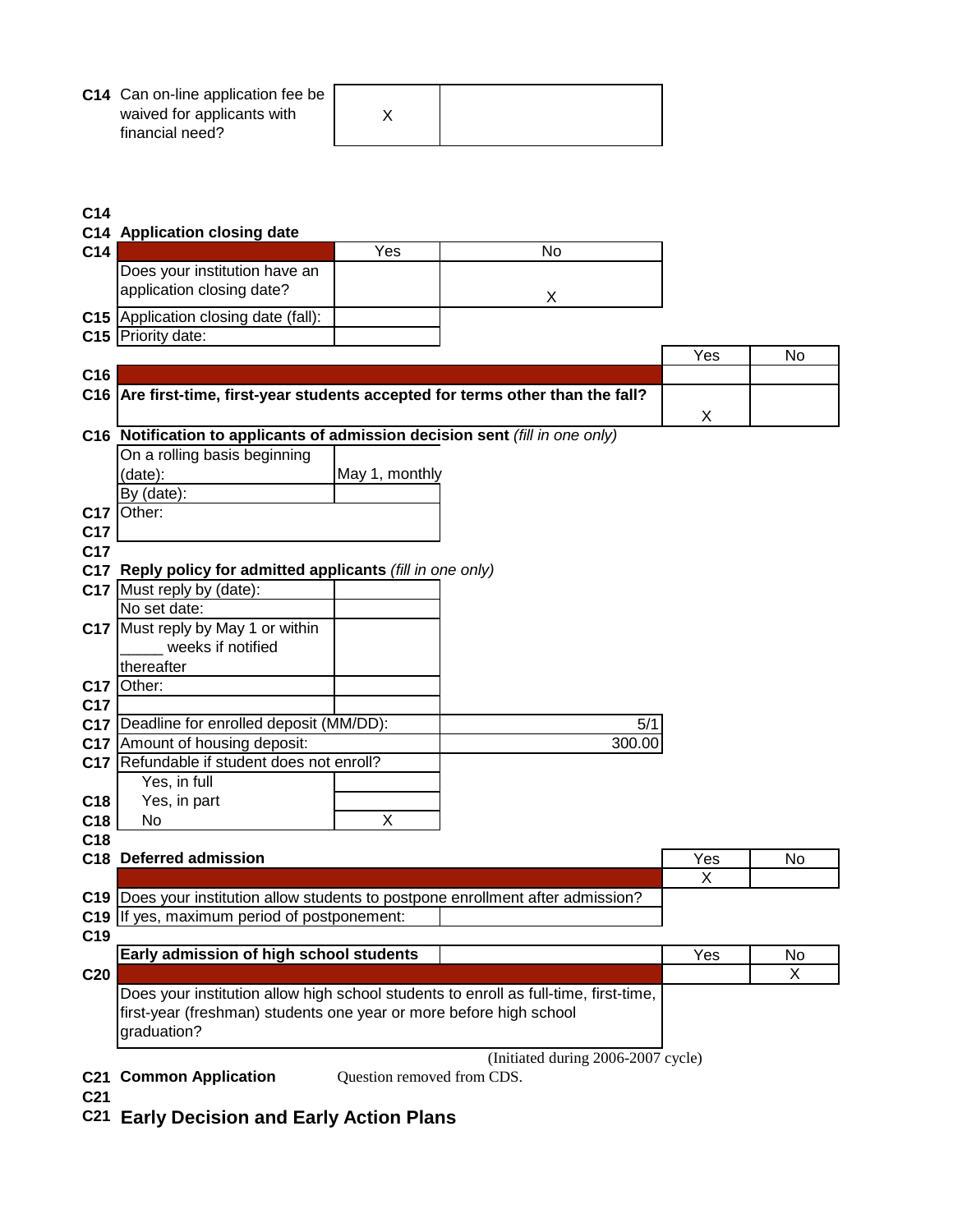| | | |
|---|---|---|
| **C14** Can on-line application fee be waived for applicants with financial need? | X | |

**C14**

**C14 Application closing date**

| **C14** | Yes | No |
|---|---|---|
| Does your institution have an application closing date? | | X |
| **C15** Application closing date (fall): | | |
| **C15** Priority date: | | |

| **C16** | Yes | No |
|---|---|---|
| **C16 Are first-time, first-year students accepted for terms other than the fall?** | X | |

**C16 Notification to applicants of admission decision sent** *(fill in one only)*

| | |
|---|---|
| On a rolling basis beginning (date): | May 1, monthly |
| By (date): | |
| **C17** Other: | |
| **C17** | |

**C17**

**C17 Reply policy for admitted applicants** *(fill in one only)*

| | |
|---|---|
| **C17** Must reply by (date): | |
| No set date: | |
| **C17** Must reply by May 1 or within _____ weeks if notified thereafter | |
| **C17** Other: | |
| **C17** | |

| | |
|---|---|
| **C17** Deadline for enrolled deposit (MM/DD): | 5/1 |
| **C17** Amount of housing deposit: | 300.00 |
| **C17** Refundable if student does not enroll? | |

| | |
|---|---|
| Yes, in full | |
| **C18** Yes, in part | |
| **C18** No | X |

**C18**

**C18 Deferred admission**

| | Yes | No |
|---|---|---|
| | X | |
| **C19** Does your institution allow students to postpone enrollment after admission? | | |
| **C19** If yes, maximum period of postponement: | | |

**C19**

| **Early admission of high school students** | Yes | No |
|---|---|---|
| **C20** | | X |
| Does your institution allow high school students to enroll as full-time, first-time, first-year (freshman) students one year or more before high school graduation? | | |

(Initiated during 2006-2007 cycle)

**C21 Common Application** Question removed from CDS.

**C21**

## C21 Early Decision and Early Action Plans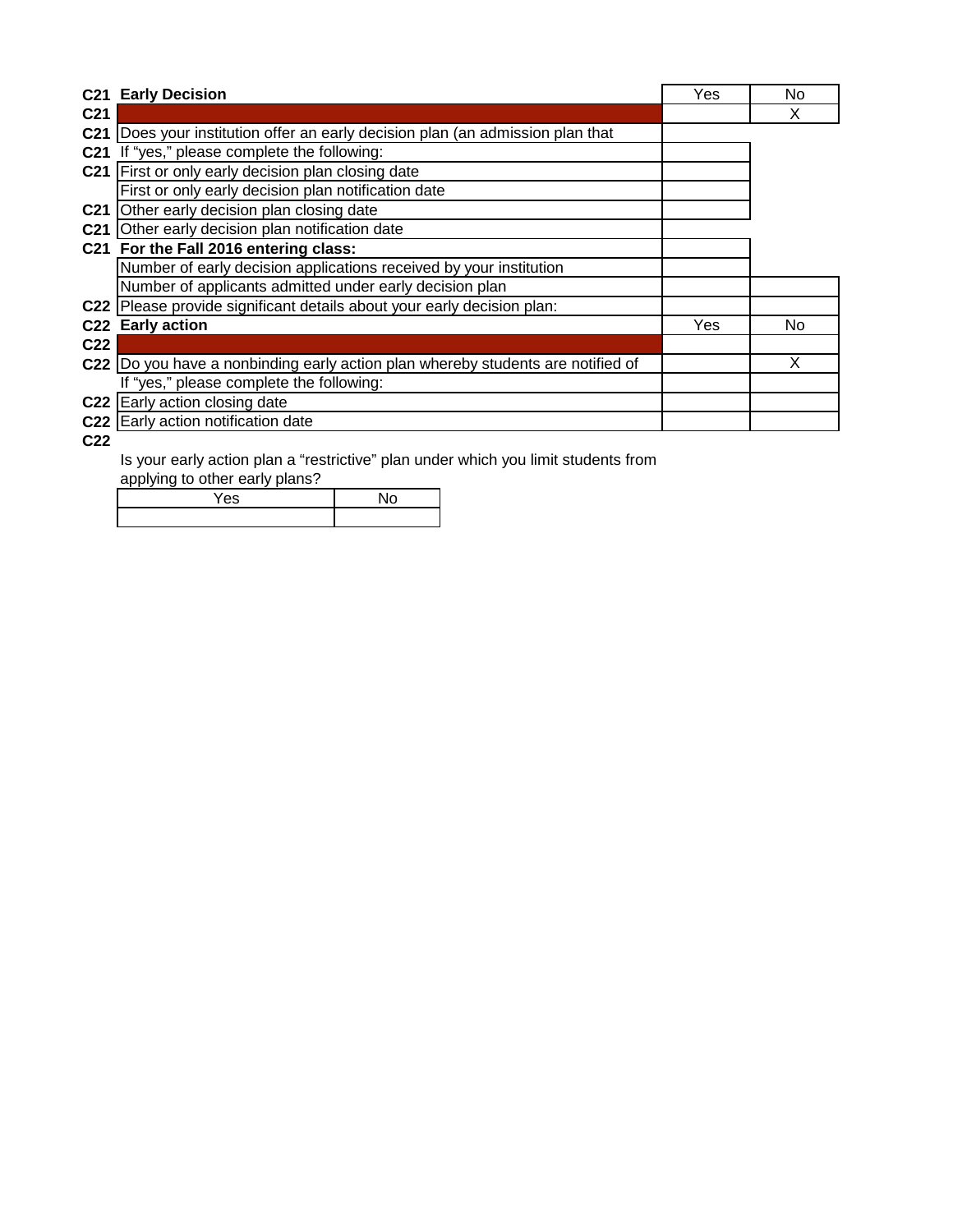| | | Yes | No |
|---|---|---|---|
| C21 | **Early Decision** | Yes | No |
| C21 | | | X |
| C21 | Does your institution offer an early decision plan (an admission plan that | | |
| C21 | If "yes," please complete the following: | | |
| C21 | First or only early decision plan closing date | | |
| | First or only early decision plan notification date | | |
| C21 | Other early decision plan closing date | | |
| C21 | Other early decision plan notification date | | |
| C21 | **For the Fall 2016 entering class:** | | |
| | Number of early decision applications received by your institution | | |
| | Number of applicants admitted under early decision plan | | |
| C22 | Please provide significant details about your early decision plan: | | |
| C22 | **Early action** | Yes | No |
| C22 | | | |
| C22 | Do you have a nonbinding early action plan whereby students are notified of | | X |
| | If "yes," please complete the following: | | |
| C22 | Early action closing date | | |
| C22 | Early action notification date | | |
| C22 | | | |

Is your early action plan a "restrictive" plan under which you limit students from applying to other early plans?

| Yes | No |
|---|---|
| | |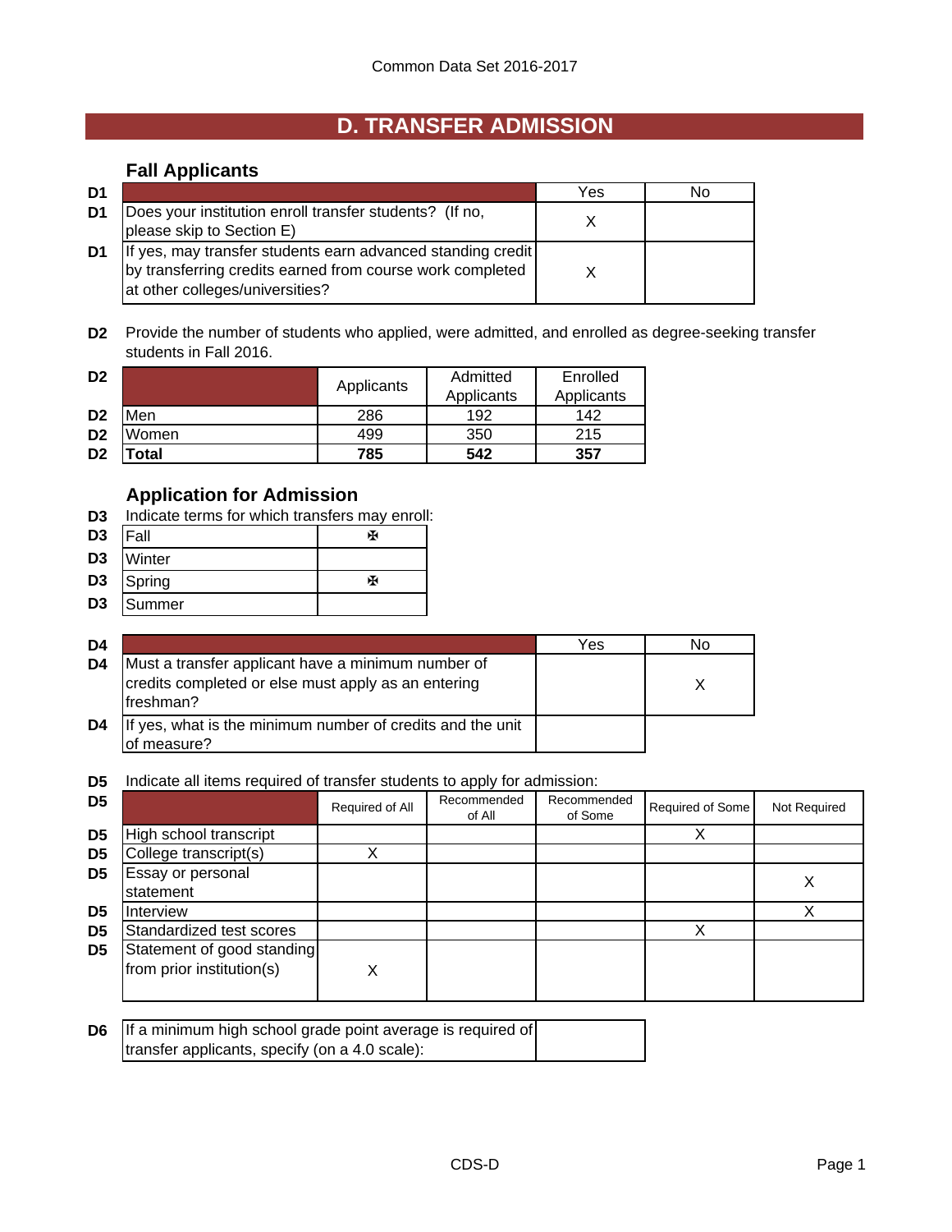Common Data Set 2016-2017

# D. TRANSFER ADMISSION

## Fall Applicants

| | | Yes | No |
|---|---|---|---|
| D1 | Does your institution enroll transfer students? (If no, please skip to Section E) | X | |
| D1 | If yes, may transfer students earn advanced standing credit by transferring credits earned from course work completed at other colleges/universities? | X | |

**D2** Provide the number of students who applied, were admitted, and enrolled as degree-seeking transfer students in Fall 2016.

| D2 | | Applicants | Admitted Applicants | Enrolled Applicants |
|---|---|---|---|---|
| D2 | Men | 286 | 192 | 142 |
| D2 | Women | 499 | 350 | 215 |
| D2 | **Total** | **785** | **542** | **357** |

## Application for Admission

**D3** Indicate terms for which transfers may enroll:

| D3 | Term | |
|---|---|---|
| D3 | Fall | ✠ |
| D3 | Winter | |
| D3 | Spring | ✠ |
| D3 | Summer | |

| D4 | | Yes | No |
|---|---|---|---|
| D4 | Must a transfer applicant have a minimum number of credits completed or else must apply as an entering freshman? | | X |
| D4 | If yes, what is the minimum number of credits and the unit of measure? | | |

**D5** Indicate all items required of transfer students to apply for admission:

| D5 | | Required of All | Recommended of All | Recommended of Some | Required of Some | Not Required |
|---|---|---|---|---|---|---|
| D5 | High school transcript | | | | X | |
| D5 | College transcript(s) | X | | | | |
| D5 | Essay or personal statement | | | | | X |
| D5 | Interview | | | | | X |
| D5 | Standardized test scores | | | | X | |
| D5 | Statement of good standing from prior institution(s) | X | | | | |

| D6 | If a minimum high school grade point average is required of transfer applicants, specify (on a 4.0 scale): | |
|---|---|---|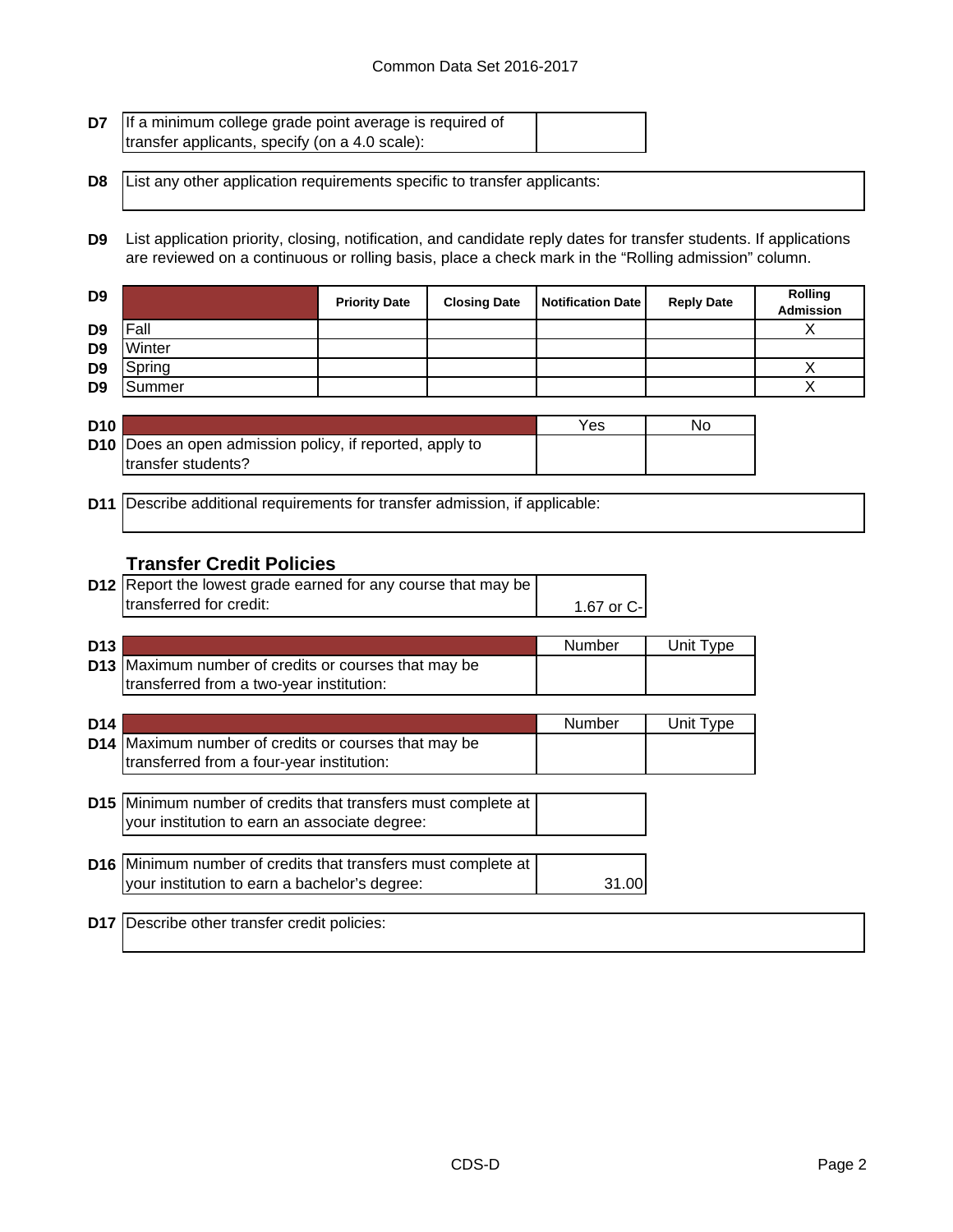| D7 | If a minimum college grade point average is required of transfer applicants, specify (on a 4.0 scale): | |
|---|---|---|

| D8 | List any other application requirements specific to transfer applicants: |
|---|---|

**D9** List application priority, closing, notification, and candidate reply dates for transfer students. If applications are reviewed on a continuous or rolling basis, place a check mark in the "Rolling admission" column.

| D9 | | Priority Date | Closing Date | Notification Date | Reply Date | Rolling Admission |
|---|---|---|---|---|---|---|
| D9 | Fall | | | | | X |
| D9 | Winter | | | | | |
| D9 | Spring | | | | | X |
| D9 | Summer | | | | | X |

| D10 | | Yes | No |
|---|---|---|---|
| D10 | Does an open admission policy, if reported, apply to transfer students? | | |

| D11 | Describe additional requirements for transfer admission, if applicable: |
|---|---|

### Transfer Credit Policies

| D12 | Report the lowest grade earned for any course that may be transferred for credit: | 1.67 or C- |
|---|---|---|

| D13 | | Number | Unit Type |
|---|---|---|---|
| D13 | Maximum number of credits or courses that may be transferred from a two-year institution: | | |

| D14 | | Number | Unit Type |
|---|---|---|---|
| D14 | Maximum number of credits or courses that may be transferred from a four-year institution: | | |

| D15 | Minimum number of credits that transfers must complete at your institution to earn an associate degree: | |
|---|---|---|

| D16 | Minimum number of credits that transfers must complete at your institution to earn a bachelor's degree: | 31.00 |
|---|---|---|

| D17 | Describe other transfer credit policies: |
|---|---|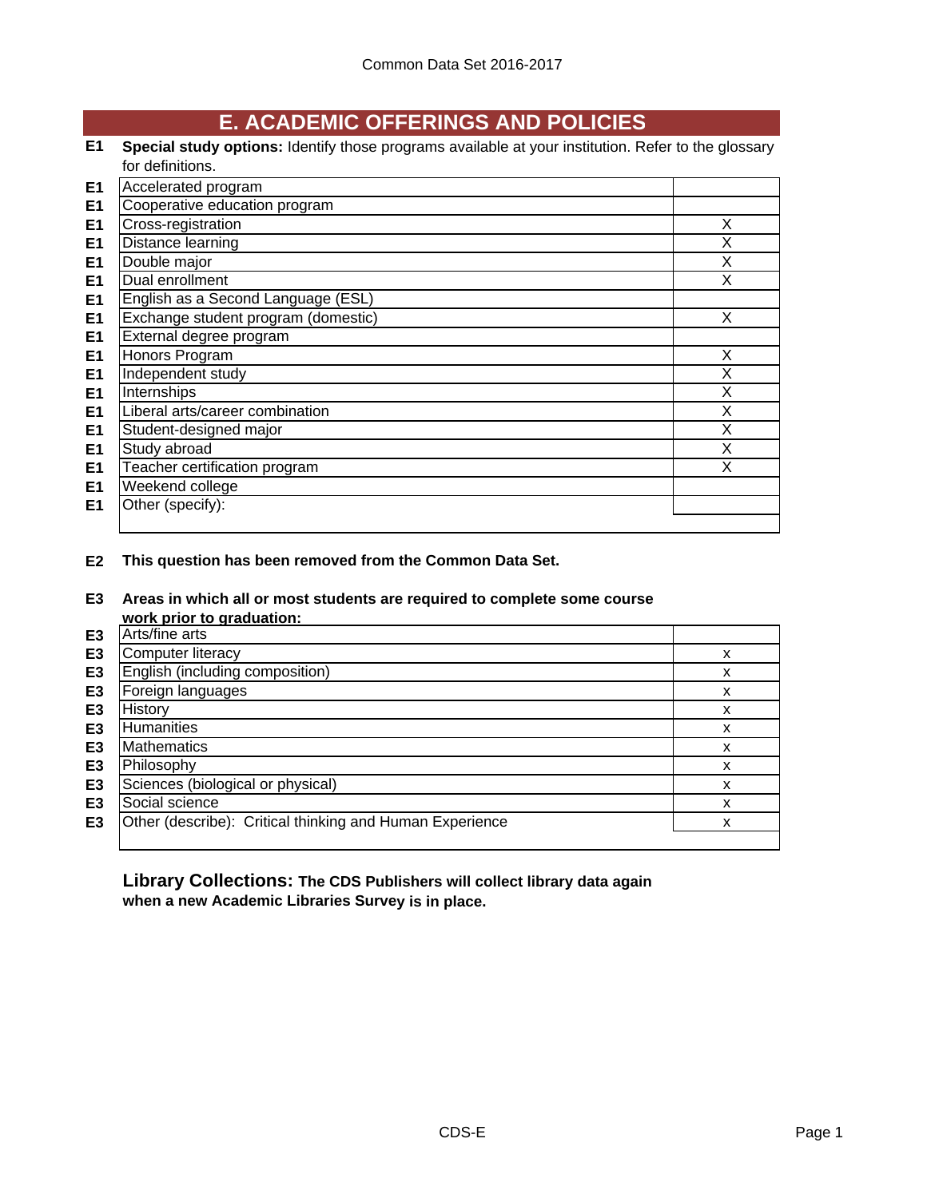# E. ACADEMIC OFFERINGS AND POLICIES

**E1** **Special study options:** Identify those programs available at your institution. Refer to the glossary for definitions.

| | Program | |
|---|---|---|
| E1 | Accelerated program | |
| E1 | Cooperative education program | |
| E1 | Cross-registration | X |
| E1 | Distance learning | X |
| E1 | Double major | X |
| E1 | Dual enrollment | X |
| E1 | English as a Second Language (ESL) | |
| E1 | Exchange student program (domestic) | X |
| E1 | External degree program | |
| E1 | Honors Program | X |
| E1 | Independent study | X |
| E1 | Internships | X |
| E1 | Liberal arts/career combination | X |
| E1 | Student-designed major | X |
| E1 | Study abroad | X |
| E1 | Teacher certification program | X |
| E1 | Weekend college | |
| E1 | Other (specify): | |

**E2** **This question has been removed from the Common Data Set.**

**E3** **Areas in which all or most students are required to complete some course work prior to graduation:**

| | Area | |
|---|---|---|
| E3 | Arts/fine arts | |
| E3 | Computer literacy | x |
| E3 | English (including composition) | x |
| E3 | Foreign languages | x |
| E3 | History | x |
| E3 | Humanities | x |
| E3 | Mathematics | x |
| E3 | Philosophy | x |
| E3 | Sciences (biological or physical) | x |
| E3 | Social science | x |
| E3 | Other (describe): Critical thinking and Human Experience | x |

**Library Collections: The CDS Publishers will collect library data again when a new Academic Libraries Survey is in place.**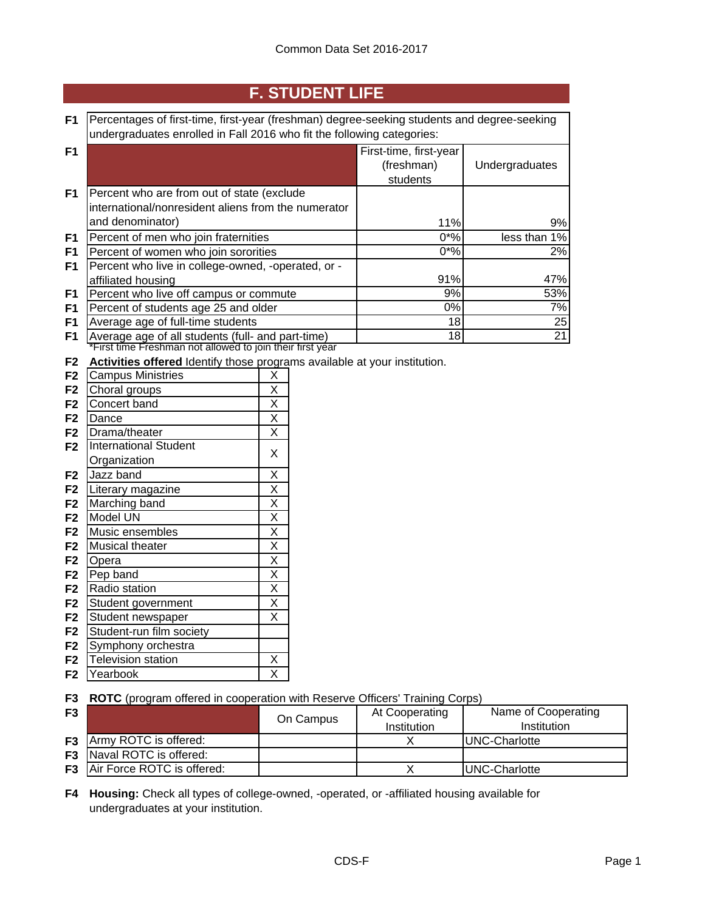# F. STUDENT LIFE

**F1** Percentages of first-time, first-year (freshman) degree-seeking students and degree-seeking undergraduates enrolled in Fall 2016 who fit the following categories:

| | | First-time, first-year (freshman) students | Undergraduates |
|---|---|---|---|
| F1 | Percent who are from out of state (exclude international/nonresident aliens from the numerator and denominator) | 11% | 9% |
| F1 | Percent of men who join fraternities | 0*% | less than 1% |
| F1 | Percent of women who join sororities | 0*% | 2% |
| F1 | Percent who live in college-owned, -operated, or -affiliated housing | 91% | 47% |
| F1 | Percent who live off campus or commute | 9% | 53% |
| F1 | Percent of students age 25 and older | 0% | 7% |
| F1 | Average age of full-time students | 18 | 25 |
| F1 | Average age of all students (full- and part-time) | 18 | 21 |

*First time Freshman not allowed to join their first year

**F2** **Activities offered** Identify those programs available at your institution.

| | Activity | |
|---|---|---|
| F2 | Campus Ministries | X |
| F2 | Choral groups | X |
| F2 | Concert band | X |
| F2 | Dance | X |
| F2 | Drama/theater | X |
| F2 | International Student Organization | X |
| F2 | Jazz band | X |
| F2 | Literary magazine | X |
| F2 | Marching band | X |
| F2 | Model UN | X |
| F2 | Music ensembles | X |
| F2 | Musical theater | X |
| F2 | Opera | X |
| F2 | Pep band | X |
| F2 | Radio station | X |
| F2 | Student government | X |
| F2 | Student newspaper | X |
| F2 | Student-run film society | |
| F2 | Symphony orchestra | |
| F2 | Television station | X |
| F2 | Yearbook | X |

**F3** **ROTC** (program offered in cooperation with Reserve Officers' Training Corps)

| | | On Campus | At Cooperating Institution | Name of Cooperating Institution |
|---|---|---|---|---|
| F3 | Army ROTC is offered: | | X | UNC-Charlotte |
| F3 | Naval ROTC is offered: | | | |
| F3 | Air Force ROTC is offered: | | X | UNC-Charlotte |

**F4** **Housing:** Check all types of college-owned, -operated, or -affiliated housing available for undergraduates at your institution.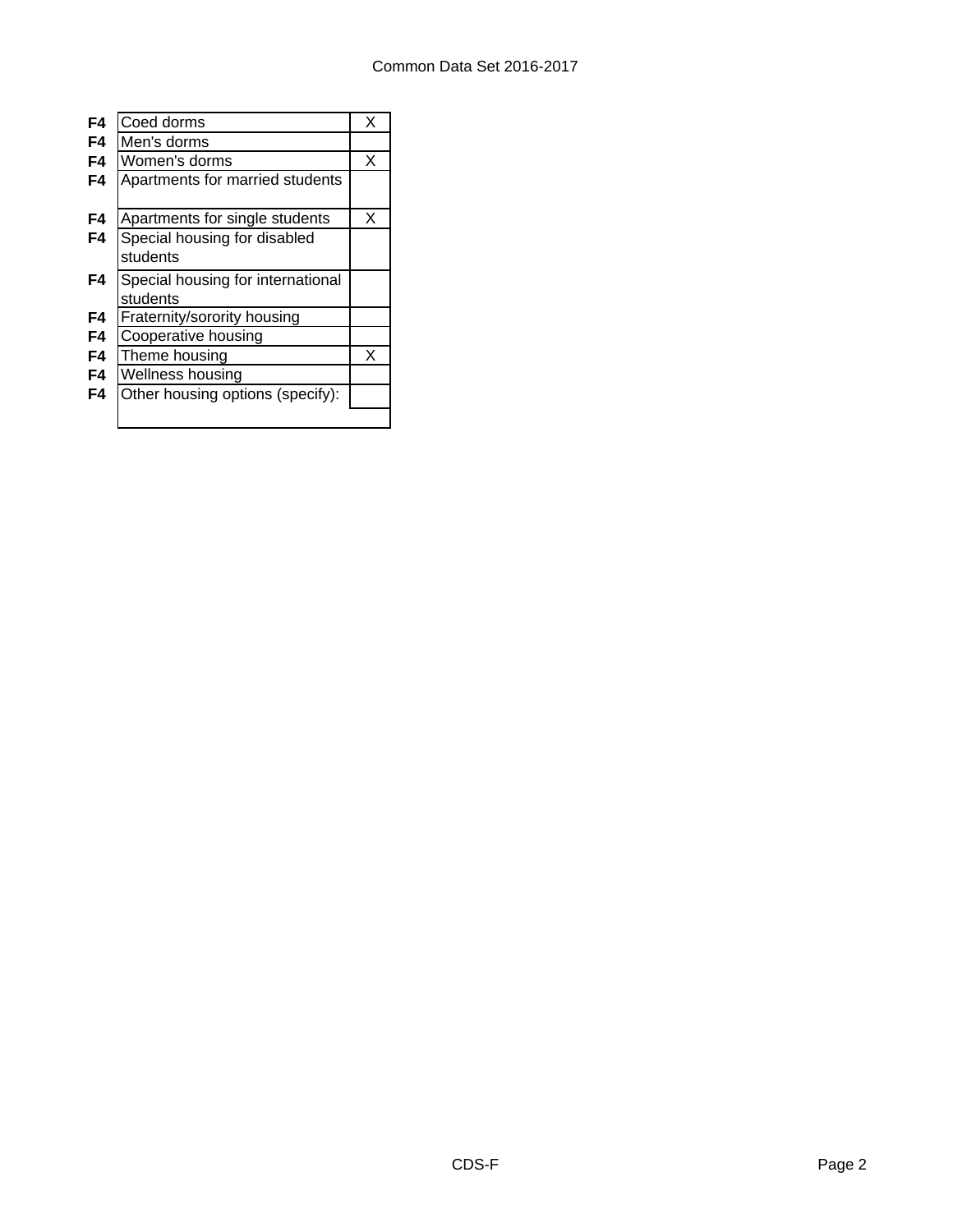| | | |
|---|---|---|
| **F4** | Coed dorms | X |
| **F4** | Men's dorms | |
| **F4** | Women's dorms | X |
| **F4** | Apartments for married students | |
| **F4** | Apartments for single students | X |
| **F4** | Special housing for disabled students | |
| **F4** | Special housing for international students | |
| **F4** | Fraternity/sorority housing | |
| **F4** | Cooperative housing | |
| **F4** | Theme housing | X |
| **F4** | Wellness housing | |
| **F4** | Other housing options (specify): | |
| | | |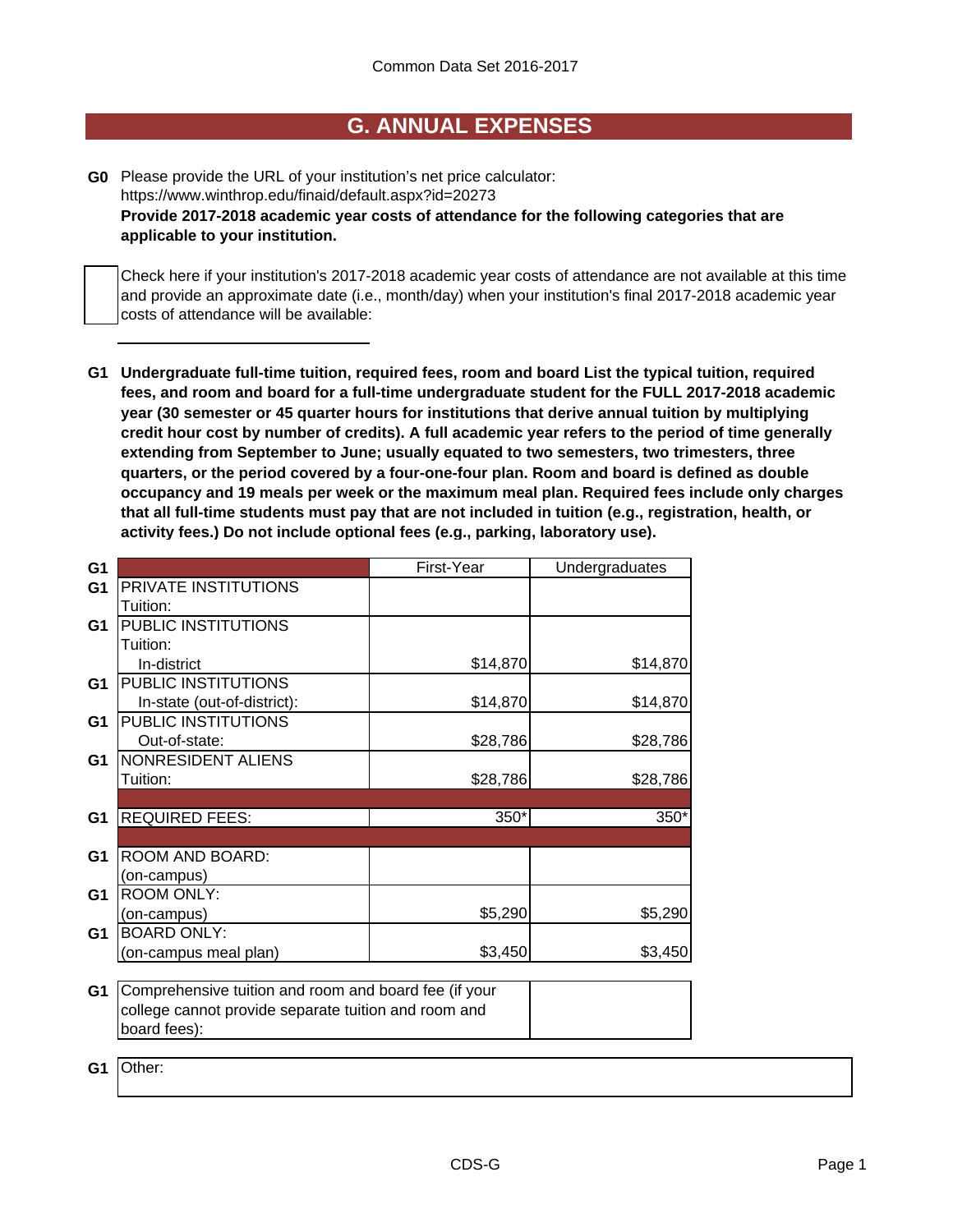Common Data Set 2016-2017

# G. ANNUAL EXPENSES

**G0** Please provide the URL of your institution's net price calculator:
https://www.winthrop.edu/finaid/default.aspx?id=20273
**Provide 2017-2018 academic year costs of attendance for the following categories that are applicable to your institution.**

☐ Check here if your institution's 2017-2018 academic year costs of attendance are not available at this time and provide an approximate date (i.e., month/day) when your institution's final 2017-2018 academic year costs of attendance will be available:

______________________

**G1 Undergraduate full-time tuition, required fees, room and board List the typical tuition, required fees, and room and board for a full-time undergraduate student for the FULL 2017-2018 academic year (30 semester or 45 quarter hours for institutions that derive annual tuition by multiplying credit hour cost by number of credits). A full academic year refers to the period of time generally extending from September to June; usually equated to two semesters, two trimesters, three quarters, or the period covered by a four-one-four plan. Room and board is defined as double occupancy and 19 meals per week or the maximum meal plan. Required fees include only charges that all full-time students must pay that are not included in tuition (e.g., registration, health, or activity fees.) Do not include optional fees (e.g., parking, laboratory use).**

| | | First-Year | Undergraduates |
|---|---|---|---|
| G1 | PRIVATE INSTITUTIONS Tuition: | | |
| G1 | PUBLIC INSTITUTIONS Tuition: In-district | $14,870 | $14,870 |
| G1 | PUBLIC INSTITUTIONS In-state (out-of-district): | $14,870 | $14,870 |
| G1 | PUBLIC INSTITUTIONS Out-of-state: | $28,786 | $28,786 |
| G1 | NONRESIDENT ALIENS Tuition: | $28,786 | $28,786 |
| | | | |
| G1 | REQUIRED FEES: | 350* | 350* |
| | | | |
| G1 | ROOM AND BOARD: (on-campus) | | |
| G1 | ROOM ONLY: (on-campus) | $5,290 | $5,290 |
| G1 | BOARD ONLY: (on-campus meal plan) | $3,450 | $3,450 |

| | | |
|---|---|---|
| G1 | Comprehensive tuition and room and board fee (if your college cannot provide separate tuition and room and board fees): | |

| | |
|---|---|
| G1 | Other: |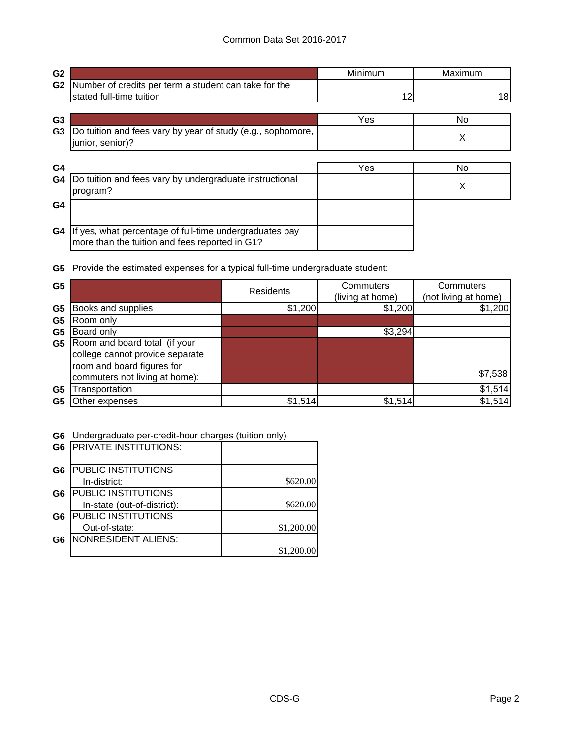Common Data Set 2016-2017

| G2 | | Minimum | Maximum |
|---|---|---|---|
| G2 | Number of credits per term a student can take for the stated full-time tuition | 12 | 18 |

| G3 | | Yes | No |
|---|---|---|---|
| G3 | Do tuition and fees vary by year of study (e.g., sophomore, junior, senior)? | | X |

| G4 | | Yes | No |
|---|---|---|---|
| G4 | Do tuition and fees vary by undergraduate instructional program? | | X |
| G4 | | | |
| G4 | If yes, what percentage of full-time undergraduates pay more than the tuition and fees reported in G1? | | |

**G5** Provide the estimated expenses for a typical full-time undergraduate student:

| G5 | | Residents | Commuters (living at home) | Commuters (not living at home) |
|---|---|---|---|---|
| G5 | Books and supplies | $1,200 | $1,200 | $1,200 |
| G5 | Room only | | | |
| G5 | Board only | | $3,294 | |
| G5 | Room and board total (if your college cannot provide separate room and board figures for commuters not living at home): | | | $7,538 |
| G5 | Transportation | | | $1,514 |
| G5 | Other expenses | $1,514 | $1,514 | $1,514 |

**G6** Undergraduate per-credit-hour charges (tuition only)

| G6 | | |
|---|---|---|
| G6 | PRIVATE INSTITUTIONS: | |
| G6 | PUBLIC INSTITUTIONS In-district: | $620.00 |
| G6 | PUBLIC INSTITUTIONS In-state (out-of-district): | $620.00 |
| G6 | PUBLIC INSTITUTIONS Out-of-state: | $1,200.00 |
| G6 | NONRESIDENT ALIENS: | $1,200.00 |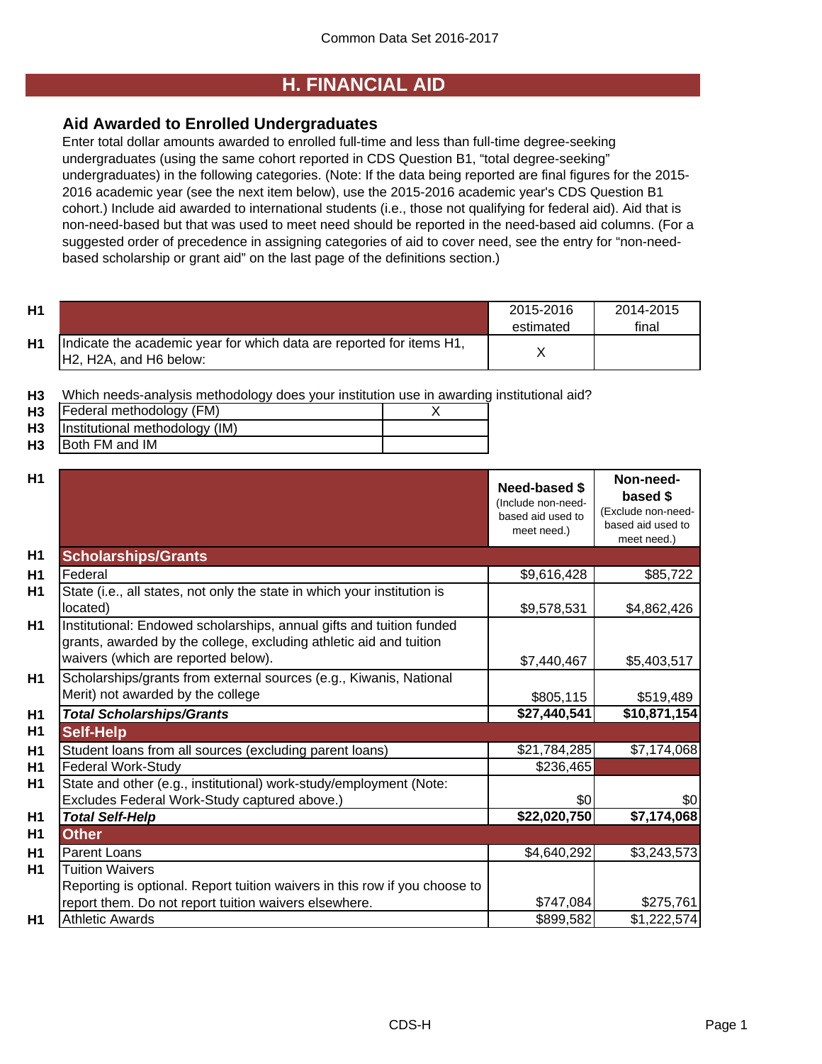# H. FINANCIAL AID

## Aid Awarded to Enrolled Undergraduates

Enter total dollar amounts awarded to enrolled full-time and less than full-time degree-seeking undergraduates (using the same cohort reported in CDS Question B1, "total degree-seeking" undergraduates) in the following categories. (Note: If the data being reported are final figures for the 2015-2016 academic year (see the next item below), use the 2015-2016 academic year's CDS Question B1 cohort.) Include aid awarded to international students (i.e., those not qualifying for federal aid). Aid that is non-need-based but that was used to meet need should be reported in the need-based aid columns. (For a suggested order of precedence in assigning categories of aid to cover need, see the entry for "non-need-based scholarship or grant aid" on the last page of the definitions section.)

| | | 2015-2016 estimated | 2014-2015 final |
|---|---|---|---|
| H1 | Indicate the academic year for which data are reported for items H1, H2, H2A, and H6 below: | X | |

**H3** Which needs-analysis methodology does your institution use in awarding institutional aid?

| | | |
|---|---|---|
| H3 | Federal methodology (FM) | X |
| H3 | Institutional methodology (IM) | |
| H3 | Both FM and IM | |

| | | Need-based $ (Include non-need-based aid used to meet need.) | Non-need-based $ (Exclude non-need-based aid used to meet need.) |
|---|---|---|---|
| H1 | **Scholarships/Grants** | | |
| H1 | Federal | $9,616,428 | $85,722 |
| H1 | State (i.e., all states, not only the state in which your institution is located) | $9,578,531 | $4,862,426 |
| H1 | Institutional: Endowed scholarships, annual gifts and tuition funded grants, awarded by the college, excluding athletic aid and tuition waivers (which are reported below). | $7,440,467 | $5,403,517 |
| H1 | Scholarships/grants from external sources (e.g., Kiwanis, National Merit) not awarded by the college | $805,115 | $519,489 |
| H1 | ***Total Scholarships/Grants*** | **$27,440,541** | **$10,871,154** |
| H1 | **Self-Help** | | |
| H1 | Student loans from all sources (excluding parent loans) | $21,784,285 | $7,174,068 |
| H1 | Federal Work-Study | $236,465 | |
| H1 | State and other (e.g., institutional) work-study/employment (Note: Excludes Federal Work-Study captured above.) | $0 | $0 |
| H1 | ***Total Self-Help*** | **$22,020,750** | **$7,174,068** |
| H1 | **Other** | | |
| H1 | Parent Loans | $4,640,292 | $3,243,573 |
| H1 | Tuition Waivers<br>Reporting is optional. Report tuition waivers in this row if you choose to report them. Do not report tuition waivers elsewhere. | $747,084 | $275,761 |
| H1 | Athletic Awards | $899,582 | $1,222,574 |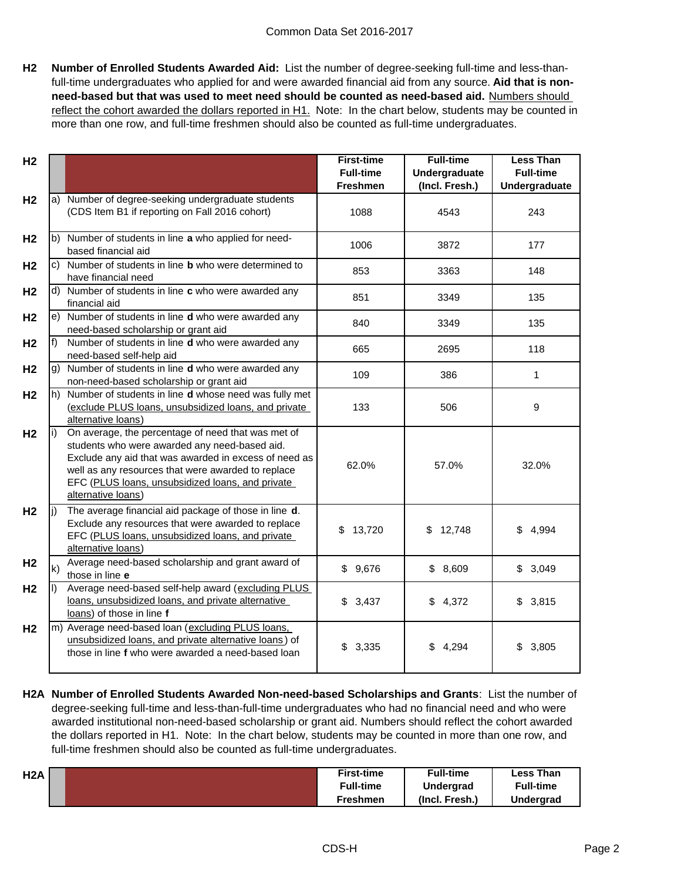**H2 Number of Enrolled Students Awarded Aid:** List the number of degree-seeking full-time and less-than-full-time undergraduates who applied for and were awarded financial aid from any source. **Aid that is non-need-based but that was used to meet need should be counted as need-based aid.** Numbers should reflect the cohort awarded the dollars reported in H1. Note: In the chart below, students may be counted in more than one row, and full-time freshmen should also be counted as full-time undergraduates.

| | | First-time Full-time Freshmen | Full-time Undergraduate (Incl. Fresh.) | Less Than Full-time Undergraduate |
|---|---|---|---|---|
| a) | Number of degree-seeking undergraduate students (CDS Item B1 if reporting on Fall 2016 cohort) | 1088 | 4543 | 243 |
| b) | Number of students in line **a** who applied for need-based financial aid | 1006 | 3872 | 177 |
| c) | Number of students in line **b** who were determined to have financial need | 853 | 3363 | 148 |
| d) | Number of students in line **c** who were awarded any financial aid | 851 | 3349 | 135 |
| e) | Number of students in line **d** who were awarded any need-based scholarship or grant aid | 840 | 3349 | 135 |
| f) | Number of students in line **d** who were awarded any need-based self-help aid | 665 | 2695 | 118 |
| g) | Number of students in line **d** who were awarded any non-need-based scholarship or grant aid | 109 | 386 | 1 |
| h) | Number of students in line **d** whose need was fully met (exclude PLUS loans, unsubsidized loans, and private alternative loans) | 133 | 506 | 9 |
| i) | On average, the percentage of need that was met of students who were awarded any need-based aid. Exclude any aid that was awarded in excess of need as well as any resources that were awarded to replace EFC (PLUS loans, unsubsidized loans, and private alternative loans) | 62.0% | 57.0% | 32.0% |
| j) | The average financial aid package of those in line **d**. Exclude any resources that were awarded to replace EFC (PLUS loans, unsubsidized loans, and private alternative loans) | $ 13,720 | $ 12,748 | $ 4,994 |
| k) | Average need-based scholarship and grant award of those in line **e** | $ 9,676 | $ 8,609 | $ 3,049 |
| l) | Average need-based self-help award (excluding PLUS loans, unsubsidized loans, and private alternative loans) of those in line **f** | $ 3,437 | $ 4,372 | $ 3,815 |
| m) | Average need-based loan (excluding PLUS loans, unsubsidized loans, and private alternative loans) of those in line **f** who were awarded a need-based loan | $ 3,335 | $ 4,294 | $ 3,805 |

**H2A Number of Enrolled Students Awarded Non-need-based Scholarships and Grants**: List the number of degree-seeking full-time and less-than-full-time undergraduates who had no financial need and who were awarded institutional non-need-based scholarship or grant aid. Numbers should reflect the cohort awarded the dollars reported in H1. Note: In the chart below, students may be counted in more than one row, and full-time freshmen should also be counted as full-time undergraduates.

| | | First-time Full-time Freshmen | Full-time Undergrad (Incl. Fresh.) | Less Than Full-time Undergrad |
|---|---|---|---|---|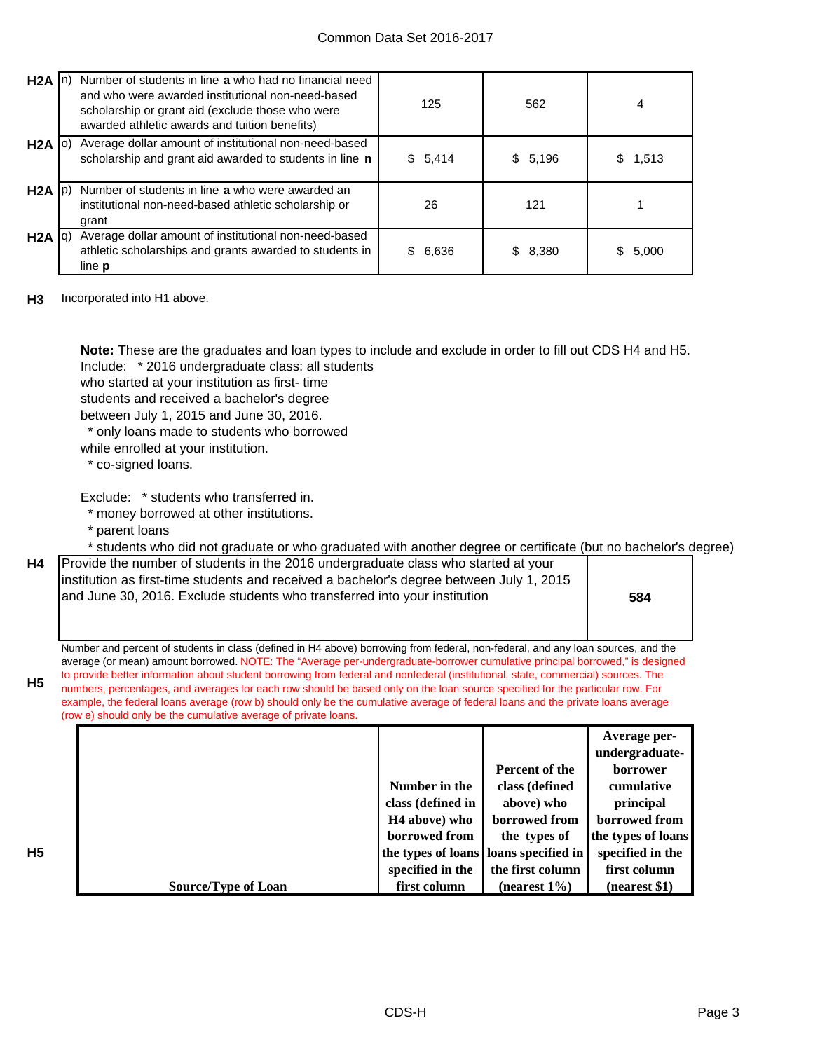| | | | | |
|---|---|---|---|---|
| H2A | n) Number of students in line **a** who had no financial need and who were awarded institutional non-need-based scholarship or grant aid (exclude those who were awarded athletic awards and tuition benefits) | 125 | 562 | 4 |
| H2A | o) Average dollar amount of institutional non-need-based scholarship and grant aid awarded to students in line **n** | $ 5,414 | $ 5,196 | $ 1,513 |
| H2A | p) Number of students in line **a** who were awarded an institutional non-need-based athletic scholarship or grant | 26 | 121 | 1 |
| H2A | q) Average dollar amount of institutional non-need-based athletic scholarships and grants awarded to students in line **p** | $ 6,636 | $ 8,380 | $ 5,000 |

**H3** Incorporated into H1 above.

**Note:** These are the graduates and loan types to include and exclude in order to fill out CDS H4 and H5.

Include:
* 2016 undergraduate class: all students who started at your institution as first- time students and received a bachelor's degree between July 1, 2015 and June 30, 2016.
* only loans made to students who borrowed while enrolled at your institution.
* co-signed loans.

Exclude:
* students who transferred in.
* money borrowed at other institutions.
* parent loans
* students who did not graduate or who graduated with another degree or certificate (but no bachelor's degree)

| | | |
|---|---|---|
| H4 | Provide the number of students in the 2016 undergraduate class who started at your institution as first-time students and received a bachelor's degree between July 1, 2015 and June 30, 2016. Exclude students who transferred into your institution | **584** |

**H5** Number and percent of students in class (defined in H4 above) borrowing from federal, non-federal, and any loan sources, and the average (or mean) amount borrowed. NOTE: The "Average per-undergraduate-borrower cumulative principal borrowed," is designed to provide better information about student borrowing from federal and nonfederal (institutional, state, commercial) sources. The numbers, percentages, and averages for each row should be based only on the loan source specified for the particular row. For example, the federal loans average (row b) should only be the cumulative average of federal loans and the private loans average (row e) should only be the cumulative average of private loans.

| H5 | Source/Type of Loan | Number in the class (defined in H4 above) who borrowed from the types of loans specified in the first column | Percent of the class (defined above) who borrowed from the types of loans specified in the first column (nearest 1%) | Average per-undergraduate-borrower cumulative principal borrowed from the types of loans specified in the first column (nearest $1) |
|---|---|---|---|---|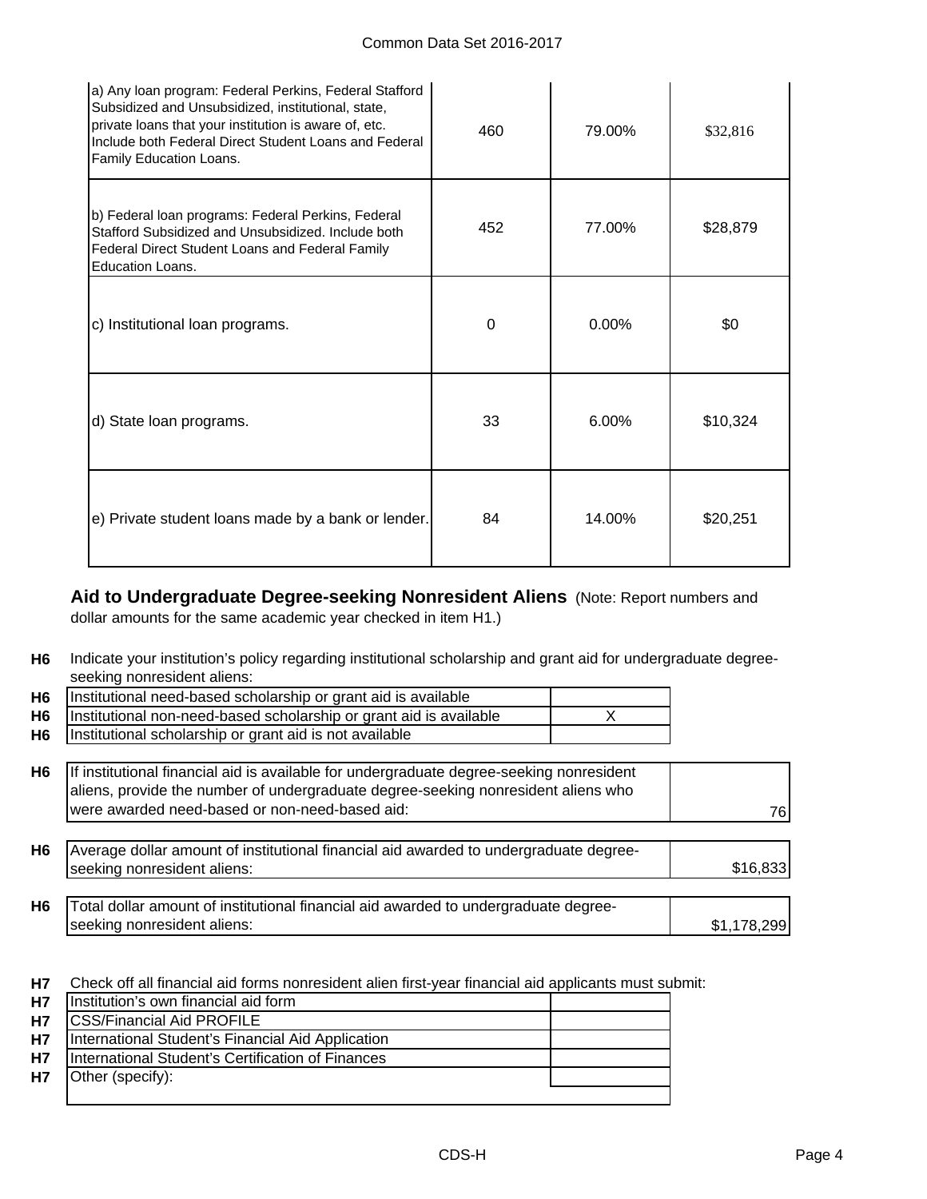| | | | |
|---|---|---|---|
| a) Any loan program: Federal Perkins, Federal Stafford Subsidized and Unsubsidized, institutional, state, private loans that your institution is aware of, etc. Include both Federal Direct Student Loans and Federal Family Education Loans. | 460 | 79.00% | $32,816 |
| b) Federal loan programs: Federal Perkins, Federal Stafford Subsidized and Unsubsidized. Include both Federal Direct Student Loans and Federal Family Education Loans. | 452 | 77.00% | $28,879 |
| c) Institutional loan programs. | 0 | 0.00% | $0 |
| d) State loan programs. | 33 | 6.00% | $10,324 |
| e) Private student loans made by a bank or lender. | 84 | 14.00% | $20,251 |

**Aid to Undergraduate Degree-seeking Nonresident Aliens** (Note: Report numbers and dollar amounts for the same academic year checked in item H1.)

**H6** Indicate your institution's policy regarding institutional scholarship and grant aid for undergraduate degree-seeking nonresident aliens:

| | | |
|---|---|---|
| **H6** | Institutional need-based scholarship or grant aid is available | |
| **H6** | Institutional non-need-based scholarship or grant aid is available | X |
| **H6** | Institutional scholarship or grant aid is not available | |

| | | |
|---|---|---|
| **H6** | If institutional financial aid is available for undergraduate degree-seeking nonresident aliens, provide the number of undergraduate degree-seeking nonresident aliens who were awarded need-based or non-need-based aid: | 76 |
| **H6** | Average dollar amount of institutional financial aid awarded to undergraduate degree-seeking nonresident aliens: | $16,833 |
| **H6** | Total dollar amount of institutional financial aid awarded to undergraduate degree-seeking nonresident aliens: | $1,178,299 |

**H7** Check off all financial aid forms nonresident alien first-year financial aid applicants must submit:

| | | |
|---|---|---|
| **H7** | Institution's own financial aid form | |
| **H7** | CSS/Financial Aid PROFILE | |
| **H7** | International Student's Financial Aid Application | |
| **H7** | International Student's Certification of Finances | |
| **H7** | Other (specify): | |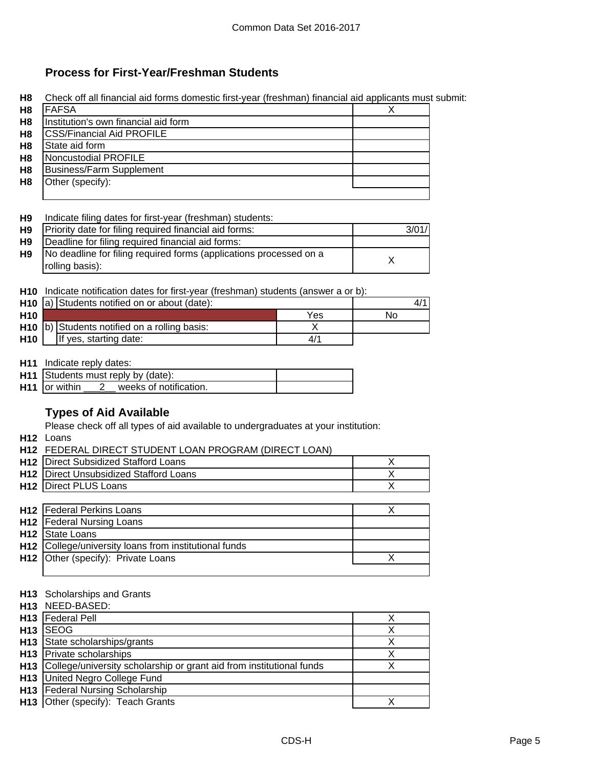## Process for First-Year/Freshman Students

**H8** Check off all financial aid forms domestic first-year (freshman) financial aid applicants must submit:

| | | |
|---|---|---|
| H8 | FAFSA | X |
| H8 | Institution's own financial aid form | |
| H8 | CSS/Financial Aid PROFILE | |
| H8 | State aid form | |
| H8 | Noncustodial PROFILE | |
| H8 | Business/Farm Supplement | |
| H8 | Other (specify): | |

**H9** Indicate filing dates for first-year (freshman) students:

| | | |
|---|---|---|
| H9 | Priority date for filing required financial aid forms: | 3/01/ |
| H9 | Deadline for filing required financial aid forms: | |
| H9 | No deadline for filing required forms (applications processed on a rolling basis): | X |

**H10** Indicate notification dates for first-year (freshman) students (answer a or b):

| | | | |
|---|---|---|---|
| H10 | a) Students notified on or about (date): | | 4/1 |
| H10 | | Yes | No |
| H10 | b) Students notified on a rolling basis: | X | |
| H10 | If yes, starting date: | 4/1 | |

**H11** Indicate reply dates:

| | | |
|---|---|---|
| H11 | Students must reply by (date): | |
| H11 | or within \_\_\_2\_\_ weeks of notification. | |

## Types of Aid Available

Please check off all types of aid available to undergraduates at your institution:

**H12** Loans

**H12** FEDERAL DIRECT STUDENT LOAN PROGRAM (DIRECT LOAN)

| | | |
|---|---|---|
| H12 | Direct Subsidized Stafford Loans | X |
| H12 | Direct Unsubsidized Stafford Loans | X |
| H12 | Direct PLUS Loans | X |

| | | |
|---|---|---|
| H12 | Federal Perkins Loans | X |
| H12 | Federal Nursing Loans | |
| H12 | State Loans | |
| H12 | College/university loans from institutional funds | |
| H12 | Other (specify): Private Loans | X |

**H13** Scholarships and Grants

**H13** NEED-BASED:

| | | |
|---|---|---|
| H13 | Federal Pell | X |
| H13 | SEOG | X |
| H13 | State scholarships/grants | X |
| H13 | Private scholarships | X |
| H13 | College/university scholarship or grant aid from institutional funds | X |
| H13 | United Negro College Fund | |
| H13 | Federal Nursing Scholarship | |
| H13 | Other (specify): Teach Grants | X |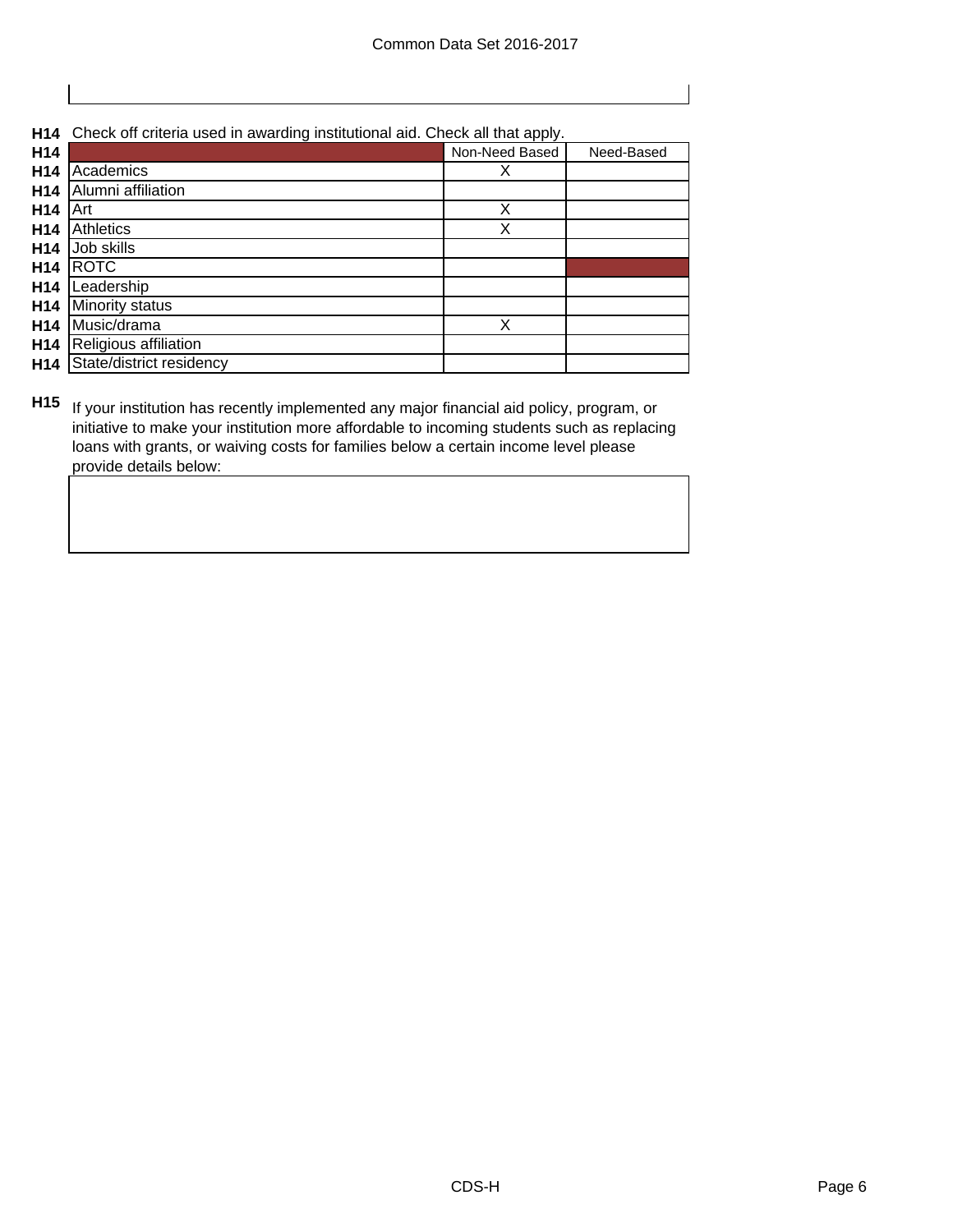**H14** Check off criteria used in awarding institutional aid. Check all that apply.

| | Non-Need Based | Need-Based |
|---|---|---|
| Academics | X | |
| Alumni affiliation | | |
| Art | X | |
| Athletics | X | |
| Job skills | | |
| ROTC | | |
| Leadership | | |
| Minority status | | |
| Music/drama | X | |
| Religious affiliation | | |
| State/district residency | | |

**H15** If your institution has recently implemented any major financial aid policy, program, or initiative to make your institution more affordable to incoming students such as replacing loans with grants, or waiving costs for families below a certain income level please provide details below: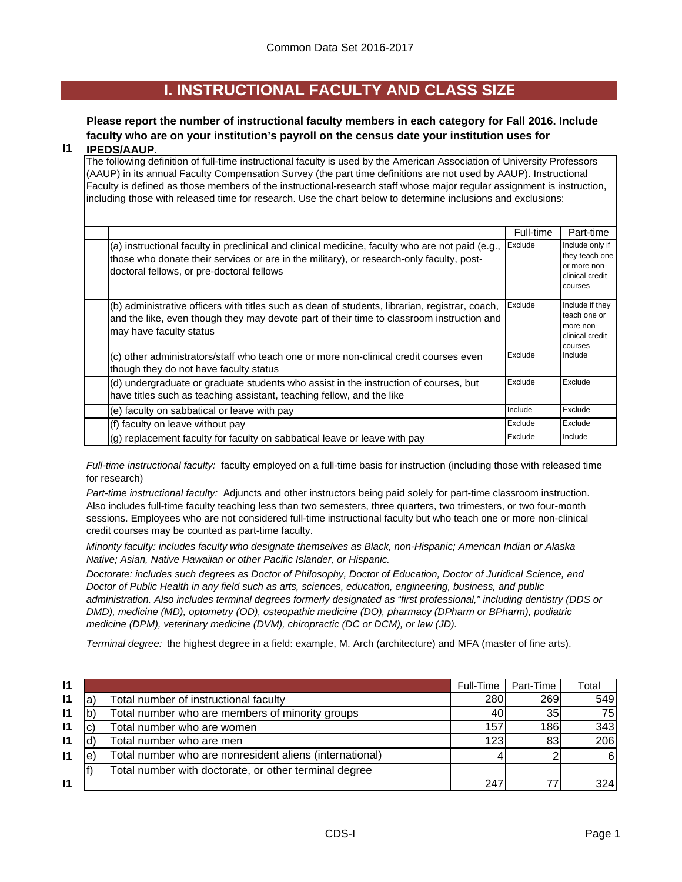# I. INSTRUCTIONAL FACULTY AND CLASS SIZE

**I1** **Please report the number of instructional faculty members in each category for Fall 2016. Include faculty who are on your institution's payroll on the census date your institution uses for IPEDS/AAUP.**

The following definition of full-time instructional faculty is used by the American Association of University Professors (AAUP) in its annual Faculty Compensation Survey (the part time definitions are not used by AAUP). Instructional Faculty is defined as those members of the instructional-research staff whose major regular assignment is instruction, including those with released time for research. Use the chart below to determine inclusions and exclusions:

| | Full-time | Part-time |
|---|---|---|
| (a) instructional faculty in preclinical and clinical medicine, faculty who are not paid (e.g., those who donate their services or are in the military), or research-only faculty, post-doctoral fellows, or pre-doctoral fellows | Exclude | Include only if they teach one or more non-clinical credit courses |
| (b) administrative officers with titles such as dean of students, librarian, registrar, coach, and the like, even though they may devote part of their time to classroom instruction and may have faculty status | Exclude | Include if they teach one or more non-clinical credit courses |
| (c) other administrators/staff who teach one or more non-clinical credit courses even though they do not have faculty status | Exclude | Include |
| (d) undergraduate or graduate students who assist in the instruction of courses, but have titles such as teaching assistant, teaching fellow, and the like | Exclude | Exclude |
| (e) faculty on sabbatical or leave with pay | Include | Exclude |
| (f) faculty on leave without pay | Exclude | Exclude |
| (g) replacement faculty for faculty on sabbatical leave or leave with pay | Exclude | Include |

*Full-time instructional faculty:* faculty employed on a full-time basis for instruction (including those with released time for research)

*Part-time instructional faculty:* Adjuncts and other instructors being paid solely for part-time classroom instruction. Also includes full-time faculty teaching less than two semesters, three quarters, two trimesters, or two four-month sessions. Employees who are not considered full-time instructional faculty but who teach one or more non-clinical credit courses may be counted as part-time faculty.

*Minority faculty: includes faculty who designate themselves as Black, non-Hispanic; American Indian or Alaska Native; Asian, Native Hawaiian or other Pacific Islander, or Hispanic.*

*Doctorate: includes such degrees as Doctor of Philosophy, Doctor of Education, Doctor of Juridical Science, and Doctor of Public Health in any field such as arts, sciences, education, engineering, business, and public administration. Also includes terminal degrees formerly designated as "first professional," including dentistry (DDS or DMD), medicine (MD), optometry (OD), osteopathic medicine (DO), pharmacy (DPharm or BPharm), podiatric medicine (DPM), veterinary medicine (DVM), chiropractic (DC or DCM), or law (JD).*

*Terminal degree:* the highest degree in a field: example, M. Arch (architecture) and MFA (master of fine arts).

| | | | Full-Time | Part-Time | Total |
|---|---|---|---|---|---|
| I1 | a) | Total number of instructional faculty | 280 | 269 | 549 |
| I1 | b) | Total number who are members of minority groups | 40 | 35 | 75 |
| I1 | c) | Total number who are women | 157 | 186 | 343 |
| I1 | d) | Total number who are men | 123 | 83 | 206 |
| I1 | e) | Total number who are nonresident aliens (international) | 4 | 2 | 6 |
| I1 | f) | Total number with doctorate, or other terminal degree | 247 | 77 | 324 |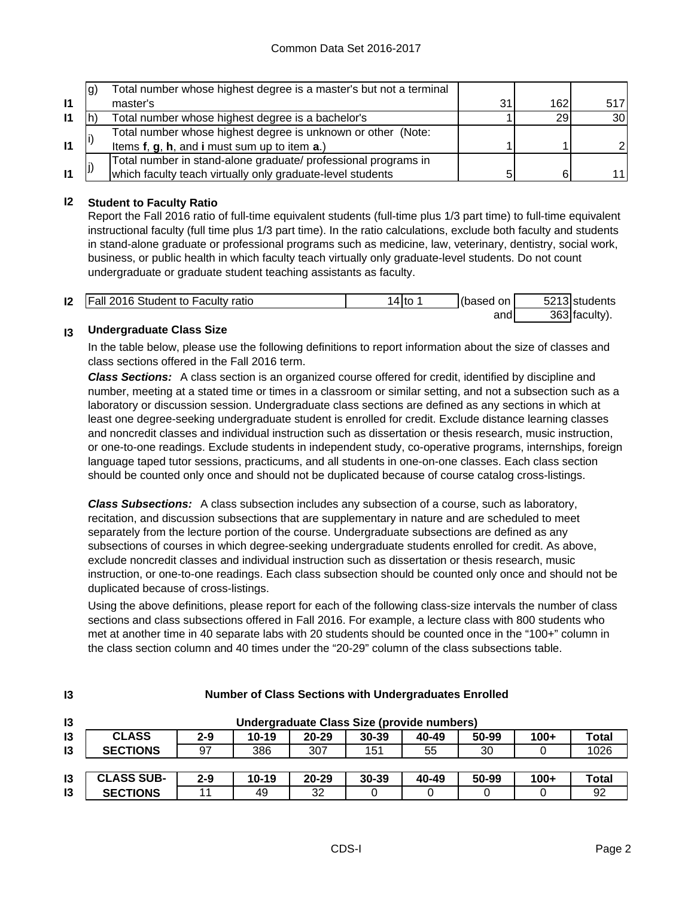| | | | | | |
|---|---|---|---|---|---|
| I1 | g) | Total number whose highest degree is a master's but not a terminal master's | 31 | 162 | 517 |
| I1 | h) | Total number whose highest degree is a bachelor's | 1 | 29 | 30 |
| I1 | i) | Total number whose highest degree is unknown or other (Note: Items **f**, **g**, **h**, and **i** must sum up to item **a**.) | 1 | 1 | 2 |
| I1 | j) | Total number in stand-alone graduate/ professional programs in which faculty teach virtually only graduate-level students | 5 | 6 | 11 |

**I2 Student to Faculty Ratio**

Report the Fall 2016 ratio of full-time equivalent students (full-time plus 1/3 part time) to full-time equivalent instructional faculty (full time plus 1/3 part time). In the ratio calculations, exclude both faculty and students in stand-alone graduate or professional programs such as medicine, law, veterinary, dentistry, social work, business, or public health in which faculty teach virtually only graduate-level students. Do not count undergraduate or graduate student teaching assistants as faculty.

| | | | | | |
|---|---|---|---|---|---|
| I2 | Fall 2016 Student to Faculty ratio | 14 to 1 | (based on | 5213 | students |
| | | | and | 363 | faculty). |

**I3 Undergraduate Class Size**

In the table below, please use the following definitions to report information about the size of classes and class sections offered in the Fall 2016 term.

***Class Sections:*** A class section is an organized course offered for credit, identified by discipline and number, meeting at a stated time or times in a classroom or similar setting, and not a subsection such as a laboratory or discussion session. Undergraduate class sections are defined as any sections in which at least one degree-seeking undergraduate student is enrolled for credit. Exclude distance learning classes and noncredit classes and individual instruction such as dissertation or thesis research, music instruction, or one-to-one readings. Exclude students in independent study, co-operative programs, internships, foreign language taped tutor sessions, practicums, and all students in one-on-one classes. Each class section should be counted only once and should not be duplicated because of course catalog cross-listings.

***Class Subsections:*** A class subsection includes any subsection of a course, such as laboratory, recitation, and discussion subsections that are supplementary in nature and are scheduled to meet separately from the lecture portion of the course. Undergraduate subsections are defined as any subsections of courses in which degree-seeking undergraduate students enrolled for credit. As above, exclude noncredit classes and individual instruction such as dissertation or thesis research, music instruction, or one-to-one readings. Each class subsection should be counted only once and should not be duplicated because of cross-listings.

Using the above definitions, please report for each of the following class-size intervals the number of class sections and class subsections offered in Fall 2016. For example, a lecture class with 800 students who met at another time in 40 separate labs with 20 students should be counted once in the “100+” column in the class section column and 40 times under the “20-29” column of the class subsections table.

**I3 Number of Class Sections with Undergraduates Enrolled**

**I3 Undergraduate Class Size (provide numbers)**

| CLASS SECTIONS | 2-9 | 10-19 | 20-29 | 30-39 | 40-49 | 50-99 | 100+ | Total |
|---|---|---|---|---|---|---|---|---|
| | 97 | 386 | 307 | 151 | 55 | 30 | 0 | 1026 |

| CLASS SUB-SECTIONS | 2-9 | 10-19 | 20-29 | 30-39 | 40-49 | 50-99 | 100+ | Total |
|---|---|---|---|---|---|---|---|---|
| | 11 | 49 | 32 | 0 | 0 | 0 | 0 | 92 |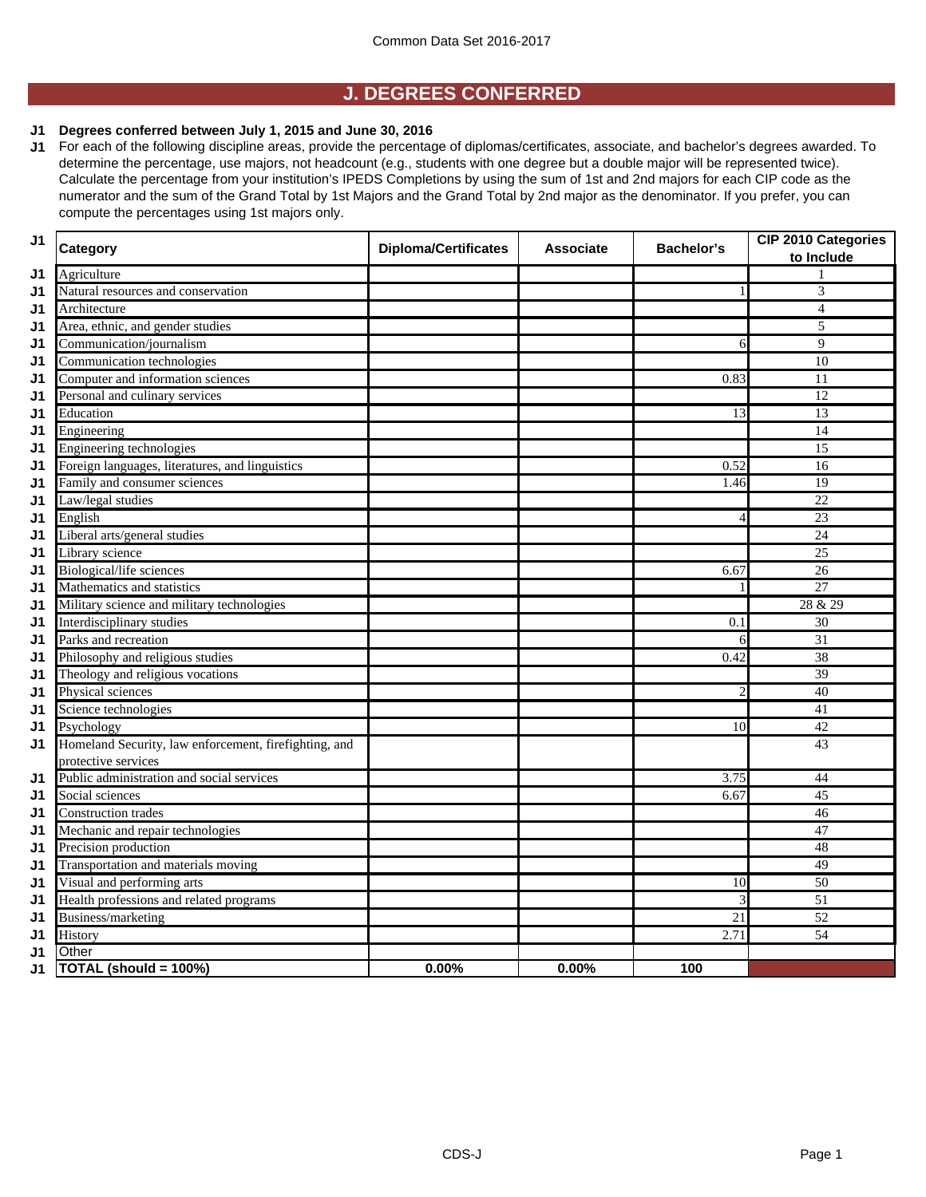## J. DEGREES CONFERRED

**J1 Degrees conferred between July 1, 2015 and June 30, 2016**

J1 For each of the following discipline areas, provide the percentage of diplomas/certificates, associate, and bachelor's degrees awarded. To determine the percentage, use majors, not headcount (e.g., students with one degree but a double major will be represented twice). Calculate the percentage from your institution's IPEDS Completions by using the sum of 1st and 2nd majors for each CIP code as the numerator and the sum of the Grand Total by 1st Majors and the Grand Total by 2nd major as the denominator. If you prefer, you can compute the percentages using 1st majors only.

| | Category | Diploma/Certificates | Associate | Bachelor's | CIP 2010 Categories to Include |
|---|---|---|---|---|---|
| J1 | Agriculture | | | | 1 |
| J1 | Natural resources and conservation | | | 1 | 3 |
| J1 | Architecture | | | | 4 |
| J1 | Area, ethnic, and gender studies | | | | 5 |
| J1 | Communication/journalism | | | 6 | 9 |
| J1 | Communication technologies | | | | 10 |
| J1 | Computer and information sciences | | | 0.83 | 11 |
| J1 | Personal and culinary services | | | | 12 |
| J1 | Education | | | 13 | 13 |
| J1 | Engineering | | | | 14 |
| J1 | Engineering technologies | | | | 15 |
| J1 | Foreign languages, literatures, and linguistics | | | 0.52 | 16 |
| J1 | Family and consumer sciences | | | 1.46 | 19 |
| J1 | Law/legal studies | | | | 22 |
| J1 | English | | | 4 | 23 |
| J1 | Liberal arts/general studies | | | | 24 |
| J1 | Library science | | | | 25 |
| J1 | Biological/life sciences | | | 6.67 | 26 |
| J1 | Mathematics and statistics | | | 1 | 27 |
| J1 | Military science and military technologies | | | | 28 & 29 |
| J1 | Interdisciplinary studies | | | 0.1 | 30 |
| J1 | Parks and recreation | | | 6 | 31 |
| J1 | Philosophy and religious studies | | | 0.42 | 38 |
| J1 | Theology and religious vocations | | | | 39 |
| J1 | Physical sciences | | | 2 | 40 |
| J1 | Science technologies | | | | 41 |
| J1 | Psychology | | | 10 | 42 |
| J1 | Homeland Security, law enforcement, firefighting, and protective services | | | | 43 |
| J1 | Public administration and social services | | | 3.75 | 44 |
| J1 | Social sciences | | | 6.67 | 45 |
| J1 | Construction trades | | | | 46 |
| J1 | Mechanic and repair technologies | | | | 47 |
| J1 | Precision production | | | | 48 |
| J1 | Transportation and materials moving | | | | 49 |
| J1 | Visual and performing arts | | | 10 | 50 |
| J1 | Health professions and related programs | | | 3 | 51 |
| J1 | Business/marketing | | | 21 | 52 |
| J1 | History | | | 2.71 | 54 |
| J1 | Other | | | | |
| J1 | **TOTAL (should = 100%)** | **0.00%** | **0.00%** | **100** | |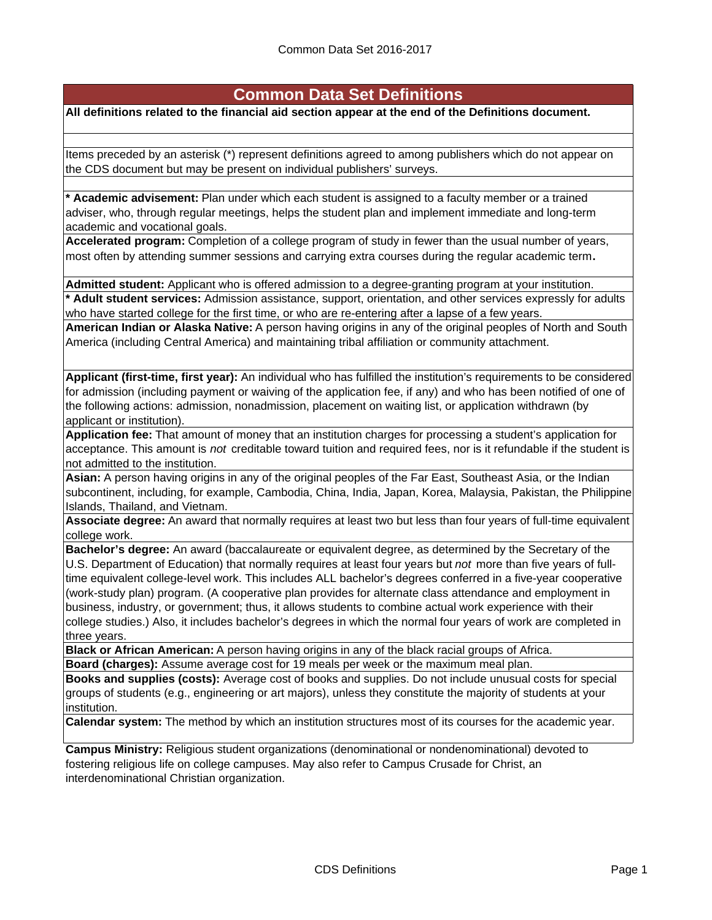# Common Data Set Definitions

**All definitions related to the financial aid section appear at the end of the Definitions document.**

Items preceded by an asterisk (*) represent definitions agreed to among publishers which do not appear on the CDS document but may be present on individual publishers' surveys.

**\* Academic advisement:** Plan under which each student is assigned to a faculty member or a trained adviser, who, through regular meetings, helps the student plan and implement immediate and long-term academic and vocational goals.

**Accelerated program:** Completion of a college program of study in fewer than the usual number of years, most often by attending summer sessions and carrying extra courses during the regular academic term**.**

**Admitted student:** Applicant who is offered admission to a degree-granting program at your institution.

**\* Adult student services:** Admission assistance, support, orientation, and other services expressly for adults who have started college for the first time, or who are re-entering after a lapse of a few years.

**American Indian or Alaska Native:** A person having origins in any of the original peoples of North and South America (including Central America) and maintaining tribal affiliation or community attachment.

**Applicant (first-time, first year):** An individual who has fulfilled the institution's requirements to be considered for admission (including payment or waiving of the application fee, if any) and who has been notified of one of the following actions: admission, nonadmission, placement on waiting list, or application withdrawn (by applicant or institution).

**Application fee:** That amount of money that an institution charges for processing a student's application for acceptance. This amount is *not* creditable toward tuition and required fees, nor is it refundable if the student is not admitted to the institution.

**Asian:** A person having origins in any of the original peoples of the Far East, Southeast Asia, or the Indian subcontinent, including, for example, Cambodia, China, India, Japan, Korea, Malaysia, Pakistan, the Philippine Islands, Thailand, and Vietnam.

**Associate degree:** An award that normally requires at least two but less than four years of full-time equivalent college work.

**Bachelor's degree:** An award (baccalaureate or equivalent degree, as determined by the Secretary of the U.S. Department of Education) that normally requires at least four years but *not* more than five years of full-time equivalent college-level work. This includes ALL bachelor's degrees conferred in a five-year cooperative (work-study plan) program. (A cooperative plan provides for alternate class attendance and employment in business, industry, or government; thus, it allows students to combine actual work experience with their college studies.) Also, it includes bachelor's degrees in which the normal four years of work are completed in three years.

**Black or African American:** A person having origins in any of the black racial groups of Africa.

**Board (charges):** Assume average cost for 19 meals per week or the maximum meal plan.

**Books and supplies (costs):** Average cost of books and supplies. Do not include unusual costs for special groups of students (e.g., engineering or art majors), unless they constitute the majority of students at your institution.

**Calendar system:** The method by which an institution structures most of its courses for the academic year.

**Campus Ministry:** Religious student organizations (denominational or nondenominational) devoted to fostering religious life on college campuses. May also refer to Campus Crusade for Christ, an interdenominational Christian organization.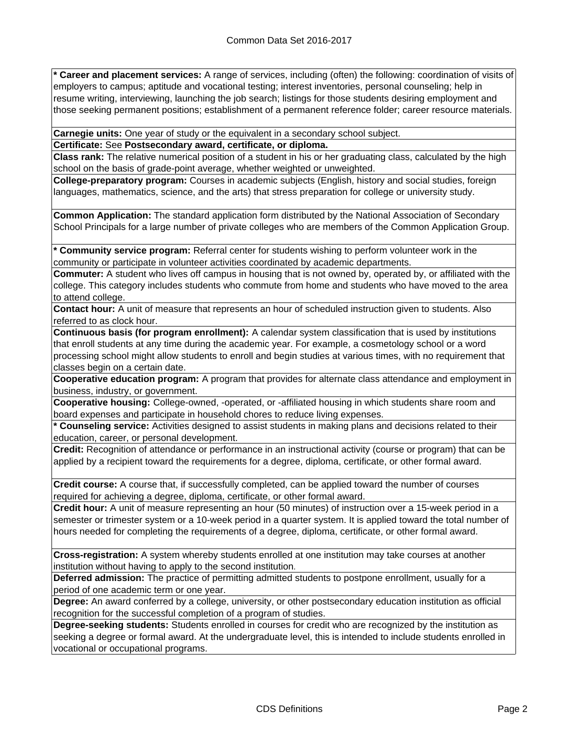**\* Career and placement services:** A range of services, including (often) the following: coordination of visits of employers to campus; aptitude and vocational testing; interest inventories, personal counseling; help in resume writing, interviewing, launching the job search; listings for those students desiring employment and those seeking permanent positions; establishment of a permanent reference folder; career resource materials.

**Carnegie units:** One year of study or the equivalent in a secondary school subject.

**Certificate:** See **Postsecondary award, certificate, or diploma.**

**Class rank:** The relative numerical position of a student in his or her graduating class, calculated by the high school on the basis of grade-point average, whether weighted or unweighted.

**College-preparatory program:** Courses in academic subjects (English, history and social studies, foreign languages, mathematics, science, and the arts) that stress preparation for college or university study.

**Common Application:** The standard application form distributed by the National Association of Secondary School Principals for a large number of private colleges who are members of the Common Application Group.

**\* Community service program:** Referral center for students wishing to perform volunteer work in the community or participate in volunteer activities coordinated by academic departments.

**Commuter:** A student who lives off campus in housing that is not owned by, operated by, or affiliated with the college. This category includes students who commute from home and students who have moved to the area to attend college.

**Contact hour:** A unit of measure that represents an hour of scheduled instruction given to students. Also referred to as clock hour.

**Continuous basis (for program enrollment):** A calendar system classification that is used by institutions that enroll students at any time during the academic year. For example, a cosmetology school or a word processing school might allow students to enroll and begin studies at various times, with no requirement that classes begin on a certain date.

**Cooperative education program:** A program that provides for alternate class attendance and employment in business, industry, or government.

**Cooperative housing:** College-owned, -operated, or -affiliated housing in which students share room and board expenses and participate in household chores to reduce living expenses.

**\* Counseling service:** Activities designed to assist students in making plans and decisions related to their education, career, or personal development.

**Credit:** Recognition of attendance or performance in an instructional activity (course or program) that can be applied by a recipient toward the requirements for a degree, diploma, certificate, or other formal award.

**Credit course:** A course that, if successfully completed, can be applied toward the number of courses required for achieving a degree, diploma, certificate, or other formal award.

**Credit hour:** A unit of measure representing an hour (50 minutes) of instruction over a 15-week period in a semester or trimester system or a 10-week period in a quarter system. It is applied toward the total number of hours needed for completing the requirements of a degree, diploma, certificate, or other formal award.

**Cross-registration:** A system whereby students enrolled at one institution may take courses at another institution without having to apply to the second institution.

**Deferred admission:** The practice of permitting admitted students to postpone enrollment, usually for a period of one academic term or one year.

**Degree:** An award conferred by a college, university, or other postsecondary education institution as official recognition for the successful completion of a program of studies.

**Degree-seeking students:** Students enrolled in courses for credit who are recognized by the institution as seeking a degree or formal award. At the undergraduate level, this is intended to include students enrolled in vocational or occupational programs.